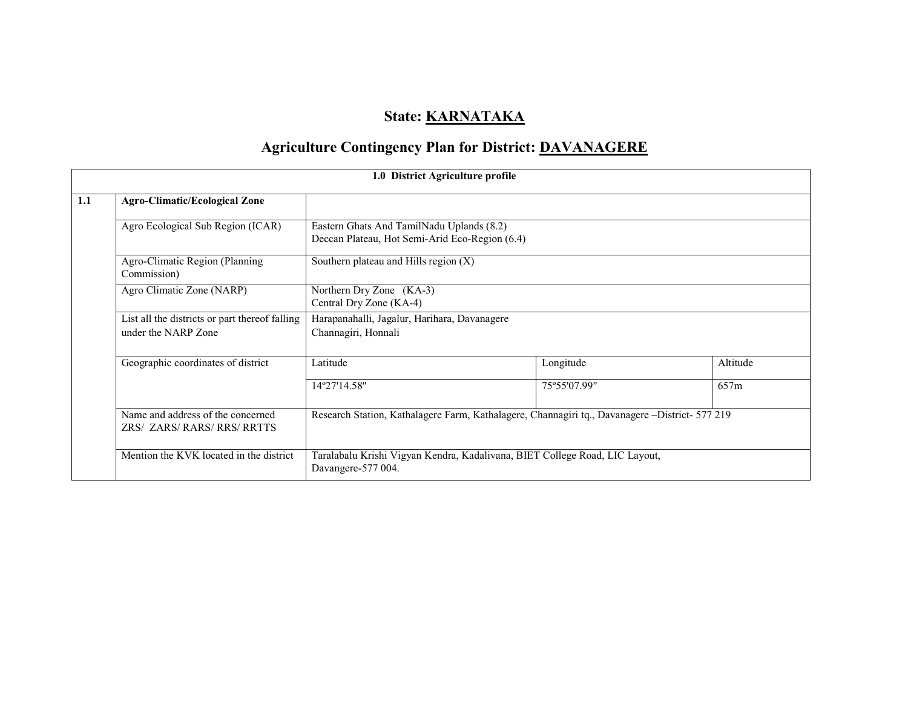# State: KARNATAKA

## Agriculture Contingency Plan for District: DAVANAGERE

| 1.0 District Agriculture profile | | | | |
|---|---|---|---|---|
| **1.1** | **Agro-Climatic/Ecological Zone** | | | |
| | Agro Ecological Sub Region (ICAR) | Eastern Ghats And TamilNadu Uplands (8.2)<br>Deccan Plateau, Hot Semi-Arid Eco-Region (6.4) | | |
| | Agro-Climatic Region (Planning Commission) | Southern plateau and Hills region (X) | | |
| | Agro Climatic Zone (NARP) | Northern Dry Zone (KA-3)<br>Central Dry Zone (KA-4) | | |
| | List all the districts or part thereof falling under the NARP Zone | Harapanahalli, Jagalur, Harihara, Davanagere<br>Channagiri, Honnali | | |
| | Geographic coordinates of district | Latitude | Longitude | Altitude |
| | | 14º27'14.58" | 75º55'07.99" | 657m |
| | Name and address of the concerned ZRS/ ZARS/ RARS/ RRS/ RRTTS | Research Station, Kathalagere Farm, Kathalagere, Channagiri tq., Davanagere –District- 577 219 | | |
| | Mention the KVK located in the district | Taralabalu Krishi Vigyan Kendra, Kadalivana, BIET College Road, LIC Layout, Davangere-577 004. | | |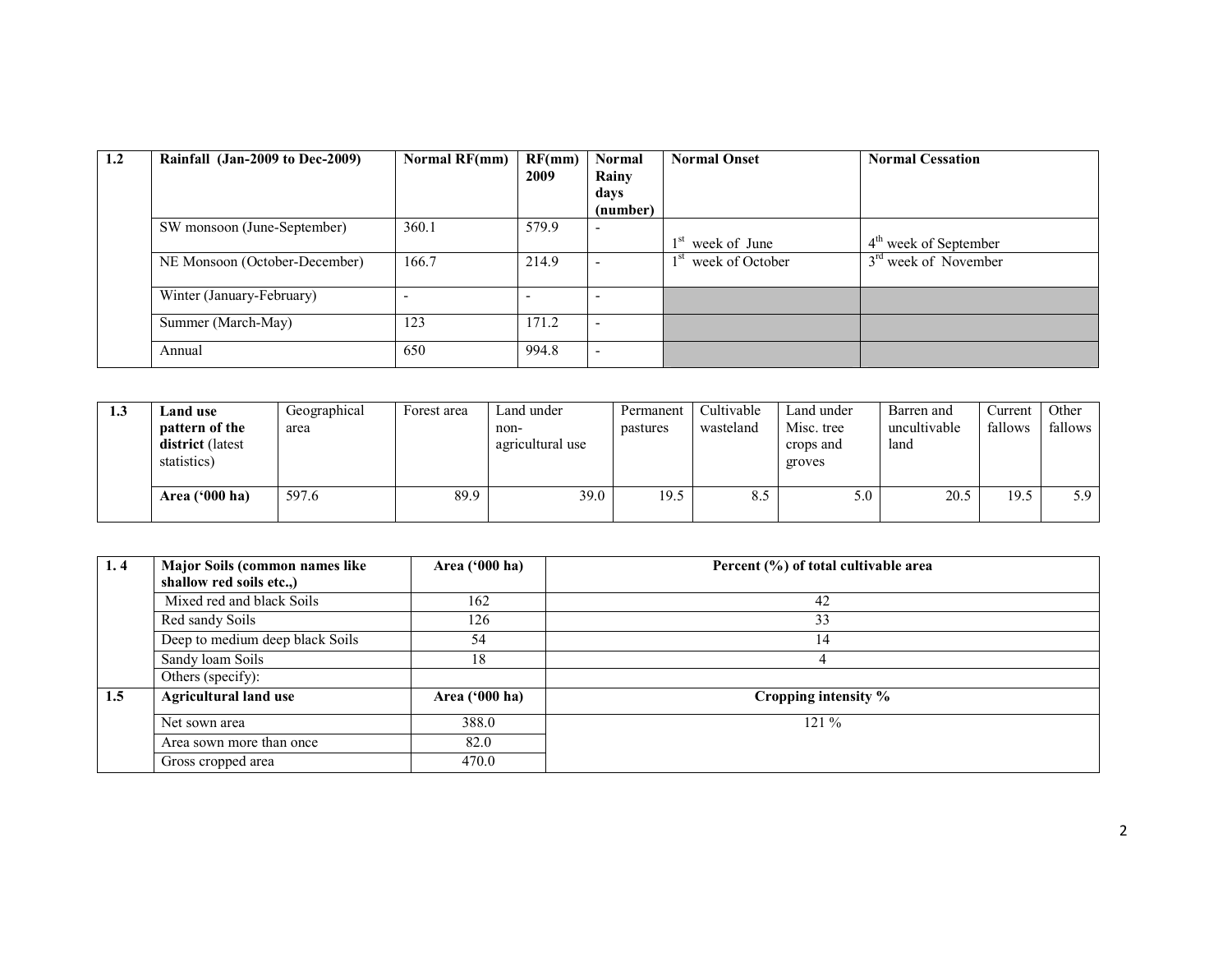| 1.2 | Rainfall (Jan-2009 to Dec-2009) | Normal RF(mm) | RF(mm) 2009 | Normal Rainy days (number) | Normal Onset | Normal Cessation |
|---|---|---|---|---|---|---|
| | SW monsoon (June-September) | 360.1 | 579.9 | - | 1st week of June | 4th week of September |
| | NE Monsoon (October-December) | 166.7 | 214.9 | - | 1st week of October | 3rd week of November |
| | Winter (January-February) | - | - | - | | |
| | Summer (March-May) | 123 | 171.2 | - | | |
| | Annual | 650 | 994.8 | - | | |

| 1.3 | Land use pattern of the district (latest statistics) | Geographical area | Forest area | Land under non-agricultural use | Permanent pastures | Cultivable wasteland | Land under Misc. tree crops and groves | Barren and uncultivable land | Current fallows | Other fallows |
|---|---|---|---|---|---|---|---|---|---|---|
| | Area ('000 ha) | 597.6 | 89.9 | 39.0 | 19.5 | 8.5 | 5.0 | 20.5 | 19.5 | 5.9 |

| 1. 4 | Major Soils (common names like shallow red soils etc.,) | Area ('000 ha) | Percent (%) of total cultivable area |
|---|---|---|---|
| | Mixed red and black Soils | 162 | 42 |
| | Red sandy Soils | 126 | 33 |
| | Deep to medium deep black Soils | 54 | 14 |
| | Sandy loam Soils | 18 | 4 |
| | Others (specify): | | |

| 1.5 | Agricultural land use | Area ('000 ha) | Cropping intensity % |
|---|---|---|---|
| | Net sown area | 388.0 | 121 % |
| | Area sown more than once | 82.0 | |
| | Gross cropped area | 470.0 | |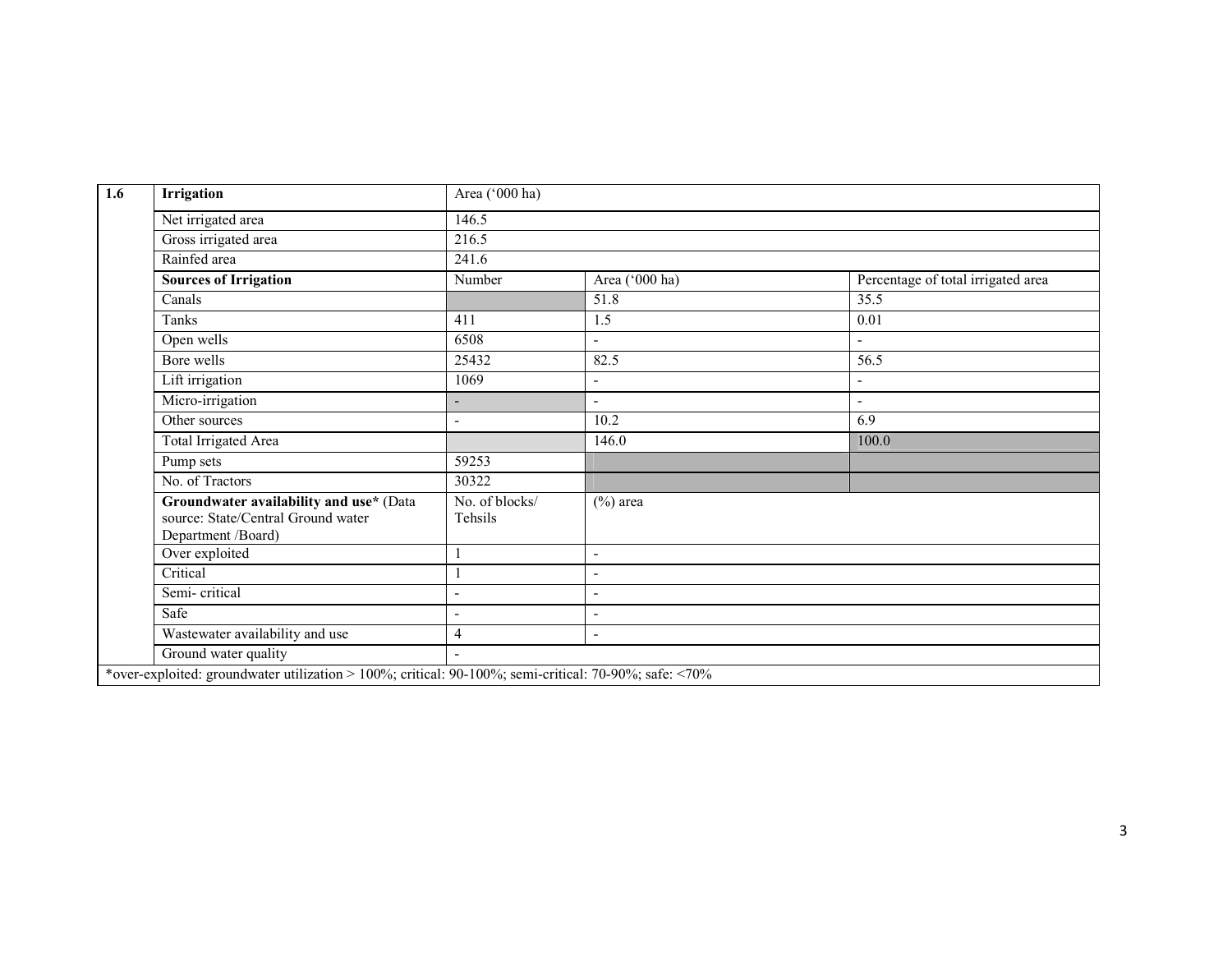| 1.6 | Irrigation | Area ('000 ha) | | |
|---|---|---|---|---|
| | Net irrigated area | 146.5 | | |
| | Gross irrigated area | 216.5 | | |
| | Rainfed area | 241.6 | | |
| | **Sources of Irrigation** | Number | Area ('000 ha) | Percentage of total irrigated area |
| | Canals | | 51.8 | 35.5 |
| | Tanks | 411 | 1.5 | 0.01 |
| | Open wells | 6508 | - | - |
| | Bore wells | 25432 | 82.5 | 56.5 |
| | Lift irrigation | 1069 | - | - |
| | Micro-irrigation | - | - | - |
| | Other sources | - | 10.2 | 6.9 |
| | Total Irrigated Area | | 146.0 | 100.0 |
| | Pump sets | 59253 | | |
| | No. of Tractors | 30322 | | |
| | **Groundwater availability and use*** (Data source: State/Central Ground water Department /Board) | No. of blocks/ Tehsils | (%) area | |
| | Over exploited | 1 | - | |
| | Critical | 1 | - | |
| | Semi- critical | - | - | |
| | Safe | - | - | |
| | Wastewater availability and use | 4 | - | |
| | Ground water quality | - | | |

*over-exploited: groundwater utilization > 100%; critical: 90-100%; semi-critical: 70-90%; safe: <70%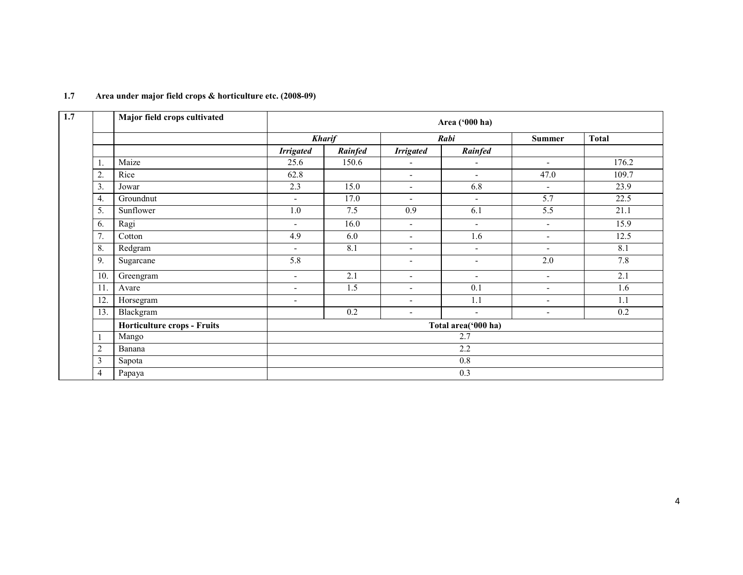**1.7 Area under major field crops & horticulture etc. (2008-09)**

| 1.7 | | Major field crops cultivated | Area ('000 ha) | | | | | |
|---|---|---|---|---|---|---|---|---|
| | | | ***Kharif*** | | ***Rabi*** | | Summer | Total |
| | | | ***Irrigated*** | ***Rainfed*** | ***Irrigated*** | ***Rainfed*** | | |
| | 1. | Maize | 25.6 | 150.6 | - | - | - | 176.2 |
| | 2. | Rice | 62.8 | | - | - | 47.0 | 109.7 |
| | 3. | Jowar | 2.3 | 15.0 | - | 6.8 | - | 23.9 |
| | 4. | Groundnut | - | 17.0 | - | - | 5.7 | 22.5 |
| | 5. | Sunflower | 1.0 | 7.5 | 0.9 | 6.1 | 5.5 | 21.1 |
| | 6. | Ragi | - | 16.0 | - | - | - | 15.9 |
| | 7. | Cotton | 4.9 | 6.0 | - | 1.6 | - | 12.5 |
| | 8. | Redgram | - | 8.1 | - | - | - | 8.1 |
| | 9. | Sugarcane | 5.8 | | - | - | 2.0 | 7.8 |
| | 10. | Greengram | - | 2.1 | - | - | - | 2.1 |
| | 11. | Avare | - | 1.5 | - | 0.1 | - | 1.6 |
| | 12. | Horsegram | - | | - | 1.1 | - | 1.1 |
| | 13. | Blackgram | | 0.2 | - | - | - | 0.2 |
| | | **Horticulture crops - Fruits** | **Total area('000 ha)** | | | | | |
| | 1 | Mango | 2.7 | | | | | |
| | 2 | Banana | 2.2 | | | | | |
| | 3 | Sapota | 0.8 | | | | | |
| | 4 | Papaya | 0.3 | | | | | |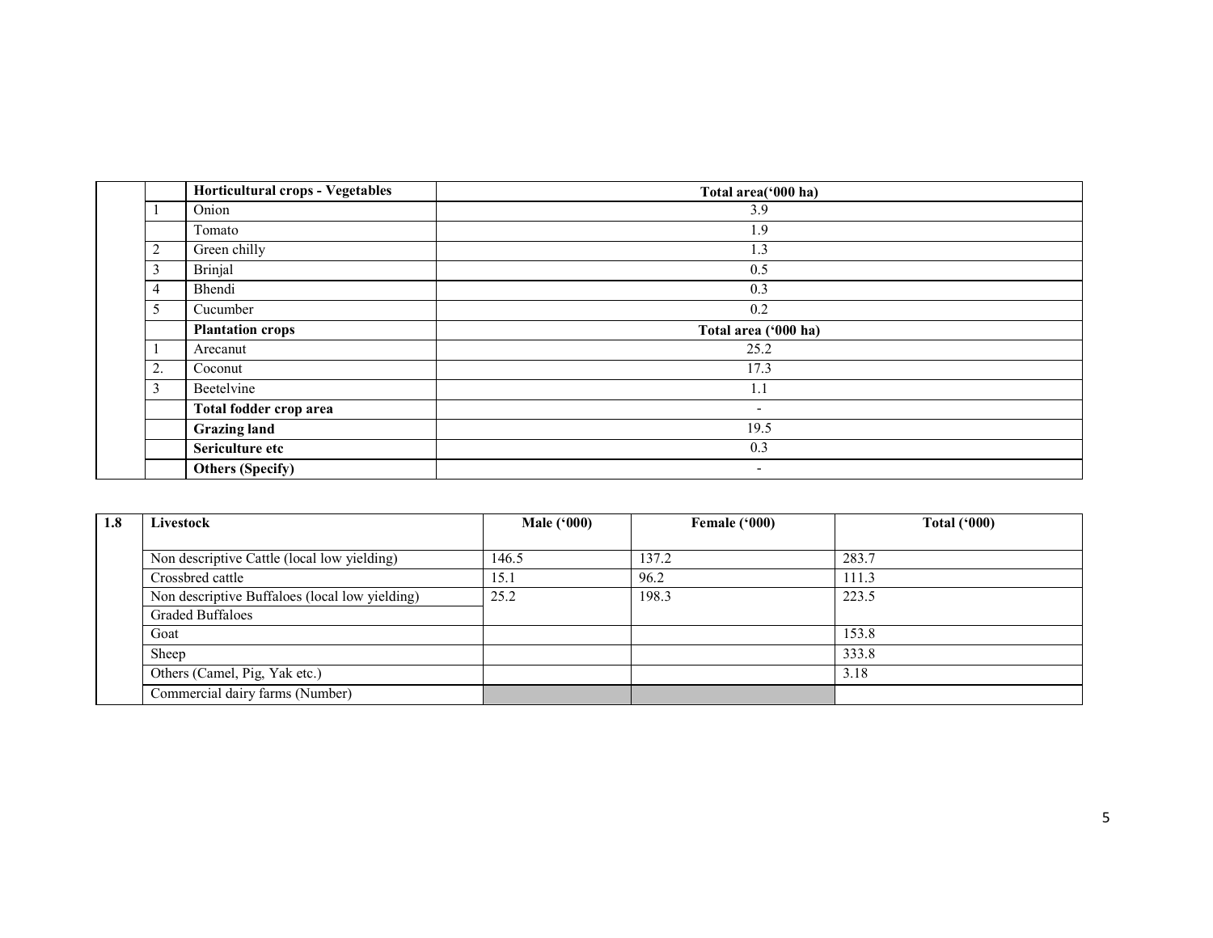| | | Horticultural crops - Vegetables | Total area('000 ha) |
|---|---|---|---|
| | 1 | Onion | 3.9 |
| | | Tomato | 1.9 |
| | 2 | Green chilly | 1.3 |
| | 3 | Brinjal | 0.5 |
| | 4 | Bhendi | 0.3 |
| | 5 | Cucumber | 0.2 |
| | | **Plantation crops** | **Total area ('000 ha)** |
| | 1 | Arecanut | 25.2 |
| | 2. | Coconut | 17.3 |
| | 3 | Beetelvine | 1.1 |
| | | **Total fodder crop area** | - |
| | | **Grazing land** | 19.5 |
| | | **Sericulture etc** | 0.3 |
| | | **Others (Specify)** | - |

| 1.8 | Livestock | Male ('000) | Female ('000) | Total ('000) |
|---|---|---|---|---|
| | Non descriptive Cattle (local low yielding) | 146.5 | 137.2 | 283.7 |
| | Crossbred cattle | 15.1 | 96.2 | 111.3 |
| | Non descriptive Buffaloes (local low yielding) | 25.2 | 198.3 | 223.5 |
| | Graded Buffaloes | | | |
| | Goat | | | 153.8 |
| | Sheep | | | 333.8 |
| | Others (Camel, Pig, Yak etc.) | | | 3.18 |
| | Commercial dairy farms (Number) | | | |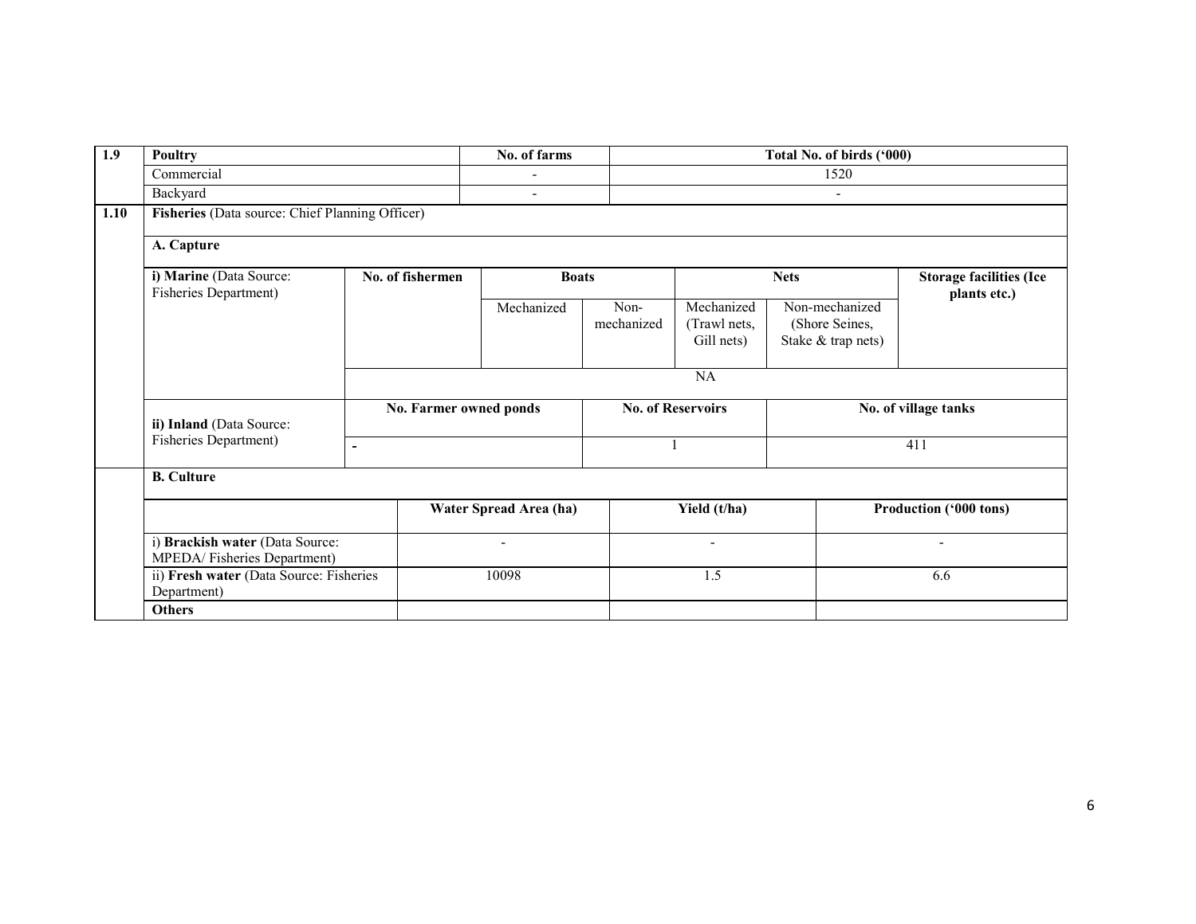| 1.9 | Poultry | No. of farms | Total No. of birds ('000) |
|---|---|---|---|
| | Commercial | - | 1520 |
| | Backyard | - | - |

**1.10 Fisheries** (Data source: Chief Planning Officer)

**A. Capture**

| i) **Marine** (Data Source: Fisheries Department) | No. of fishermen | Boats | | Nets | | Storage facilities (Ice plants etc.) |
|---|---|---|---|---|---|---|
| | | Mechanized | Non-mechanized | Mechanized (Trawl nets, Gill nets) | Non-mechanized (Shore Seines, Stake & trap nets) | |
| | NA | | | | | |

| ii) **Inland** (Data Source: Fisheries Department) | No. Farmer owned ponds | No. of Reservoirs | No. of village tanks |
|---|---|---|---|
| | - | 1 | 411 |

**B. Culture**

| | Water Spread Area (ha) | Yield (t/ha) | Production ('000 tons) |
|---|---|---|---|
| i) **Brackish water** (Data Source: MPEDA/ Fisheries Department) | - | - | - |
| ii) **Fresh water** (Data Source: Fisheries Department) | 10098 | 1.5 | 6.6 |
| **Others** | | | |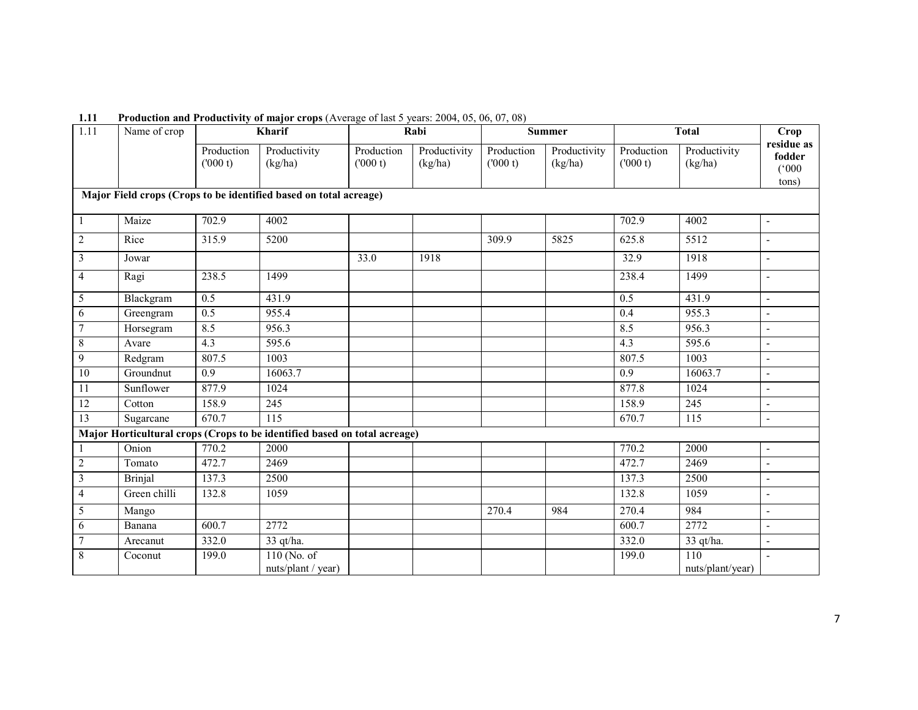**1.11 Production and Productivity of major crops** (Average of last 5 years: 2004, 05, 06, 07, 08)

| 1.11 | Name of crop | Kharif | | Rabi | | Summer | | Total | | Crop residue as fodder ('000 tons) |
|---|---|---|---|---|---|---|---|---|---|---|
| | | Production ('000 t) | Productivity (kg/ha) | Production ('000 t) | Productivity (kg/ha) | Production ('000 t) | Productivity (kg/ha) | Production ('000 t) | Productivity (kg/ha) | |
| **Major Field crops (Crops to be identified based on total acreage)** | | | | | | | | | | |
| 1 | Maize | 702.9 | 4002 | | | | | 702.9 | 4002 | - |
| 2 | Rice | 315.9 | 5200 | | | 309.9 | 5825 | 625.8 | 5512 | - |
| 3 | Jowar | | | 33.0 | 1918 | | | 32.9 | 1918 | - |
| 4 | Ragi | 238.5 | 1499 | | | | | 238.4 | 1499 | - |
| 5 | Blackgram | 0.5 | 431.9 | | | | | 0.5 | 431.9 | - |
| 6 | Greengram | 0.5 | 955.4 | | | | | 0.4 | 955.3 | - |
| 7 | Horsegram | 8.5 | 956.3 | | | | | 8.5 | 956.3 | - |
| 8 | Avare | 4.3 | 595.6 | | | | | 4.3 | 595.6 | - |
| 9 | Redgram | 807.5 | 1003 | | | | | 807.5 | 1003 | - |
| 10 | Groundnut | 0.9 | 16063.7 | | | | | 0.9 | 16063.7 | - |
| 11 | Sunflower | 877.9 | 1024 | | | | | 877.8 | 1024 | - |
| 12 | Cotton | 158.9 | 245 | | | | | 158.9 | 245 | - |
| 13 | Sugarcane | 670.7 | 115 | | | | | 670.7 | 115 | - |
| **Major Horticultural crops (Crops to be identified based on total acreage)** | | | | | | | | | | |
| 1 | Onion | 770.2 | 2000 | | | | | 770.2 | 2000 | - |
| 2 | Tomato | 472.7 | 2469 | | | | | 472.7 | 2469 | - |
| 3 | Brinjal | 137.3 | 2500 | | | | | 137.3 | 2500 | - |
| 4 | Green chilli | 132.8 | 1059 | | | | | 132.8 | 1059 | - |
| 5 | Mango | | | | | 270.4 | 984 | 270.4 | 984 | - |
| 6 | Banana | 600.7 | 2772 | | | | | 600.7 | 2772 | - |
| 7 | Arecanut | 332.0 | 33 qt/ha. | | | | | 332.0 | 33 qt/ha. | - |
| 8 | Coconut | 199.0 | 110 (No. of nuts/plant / year) | | | | | 199.0 | 110 nuts/plant/year) | - |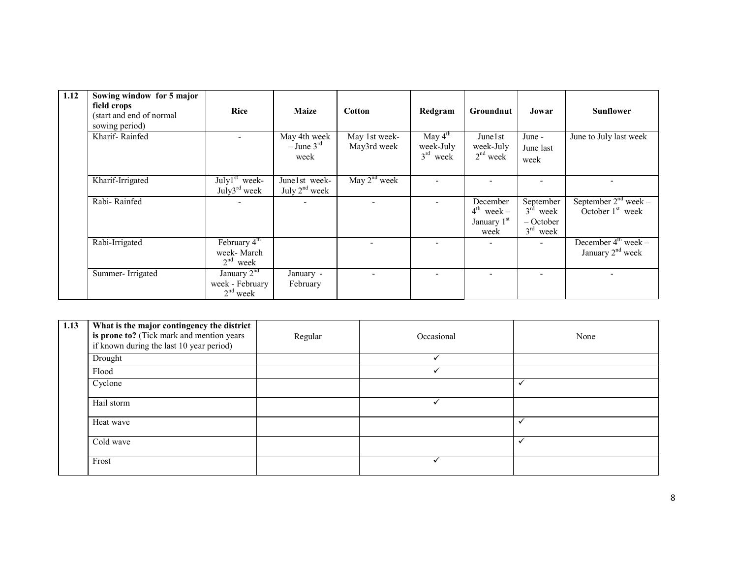| 1.12 | Sowing window for 5 major field crops (start and end of normal sowing period) | Rice | Maize | Cotton | Redgram | Groundnut | Jowar | Sunflower |
|---|---|---|---|---|---|---|---|---|
| | Kharif- Rainfed | - | May 4th week – June 3rd week | May 1st week- May3rd week | May 4th week-July 3rd week | June1st week-July 2nd week | June - June last week | June to July last week |
| | Kharif-Irrigated | July1st week- July3rd week | June1st week- July 2nd week | May 2nd week | - | - | - | - |
| | Rabi- Rainfed | - | - | - | - | December 4th week – January 1st week | September 3rd week – October 3rd week | September 2nd week – October 1st week |
| | Rabi-Irrigated | February 4th week- March 2nd week | | - | - | - | - | December 4th week – January 2nd week |
| | Summer- Irrigated | January 2nd week - February 2nd week | January - February | - | - | - | - | - |

| 1.13 | What is the major contingency the district is prone to? (Tick mark and mention years if known during the last 10 year period) | Regular | Occasional | None |
|---|---|---|---|---|
| | Drought | | ✓ | |
| | Flood | | ✓ | |
| | Cyclone | | | ✓ |
| | Hail storm | | ✓ | |
| | Heat wave | | | ✓ |
| | Cold wave | | | ✓ |
| | Frost | | ✓ | |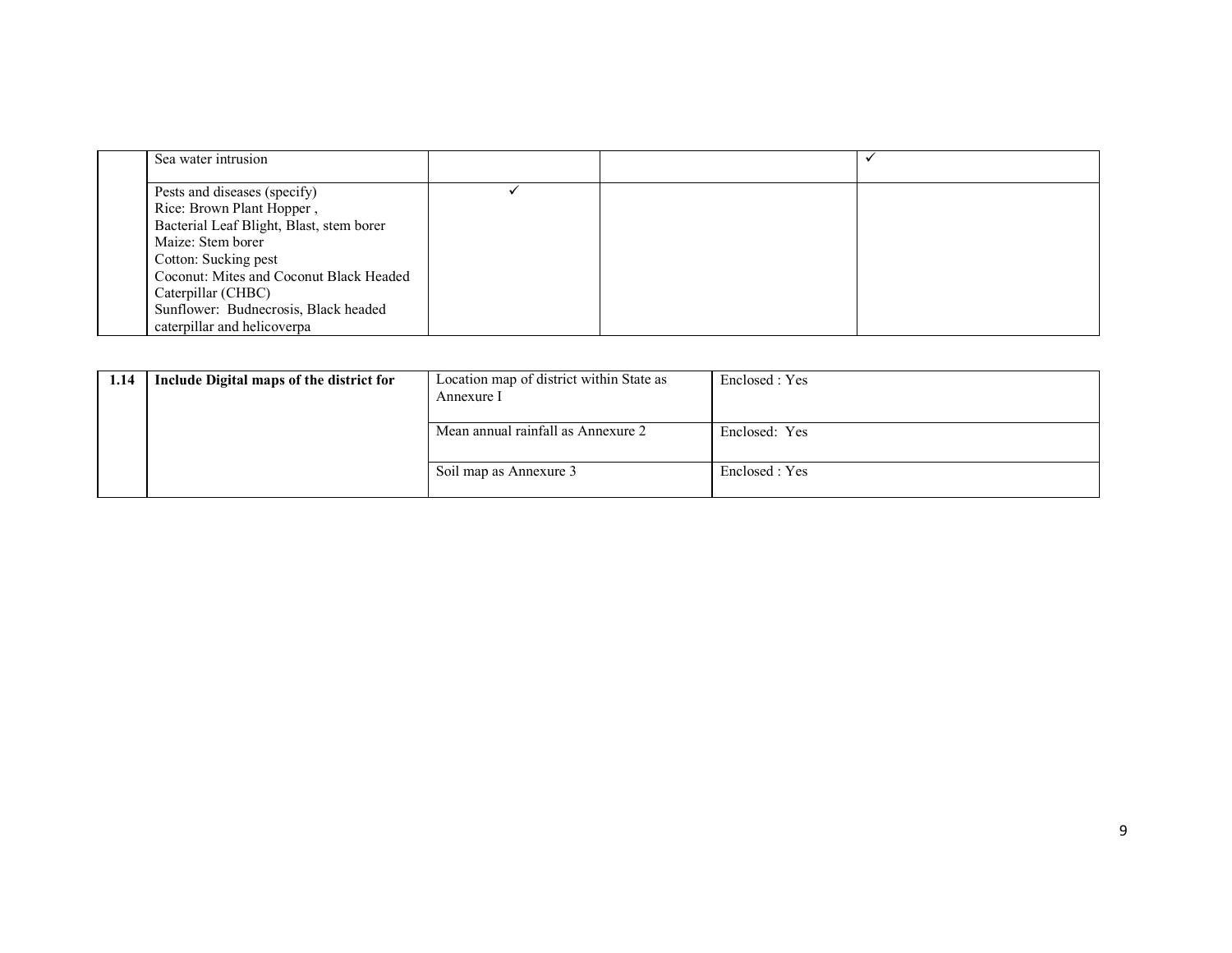| | | | | |
|---|---|---|---|---|
| | Sea water intrusion | | | ✓ |
| | Pests and diseases (specify)<br>Rice: Brown Plant Hopper ,<br>Bacterial Leaf Blight, Blast, stem borer<br>Maize: Stem borer<br>Cotton: Sucking pest<br>Coconut: Mites and Coconut Black Headed Caterpillar (CHBC)<br>Sunflower: Budnecrosis, Black headed caterpillar and helicoverpa | ✓ | | |

| | | | |
|---|---|---|---|
| **1.14** | **Include Digital maps of the district for** | Location map of district within State as Annexure I | Enclosed : Yes |
| | | Mean annual rainfall as Annexure 2 | Enclosed: Yes |
| | | Soil map as Annexure 3 | Enclosed : Yes |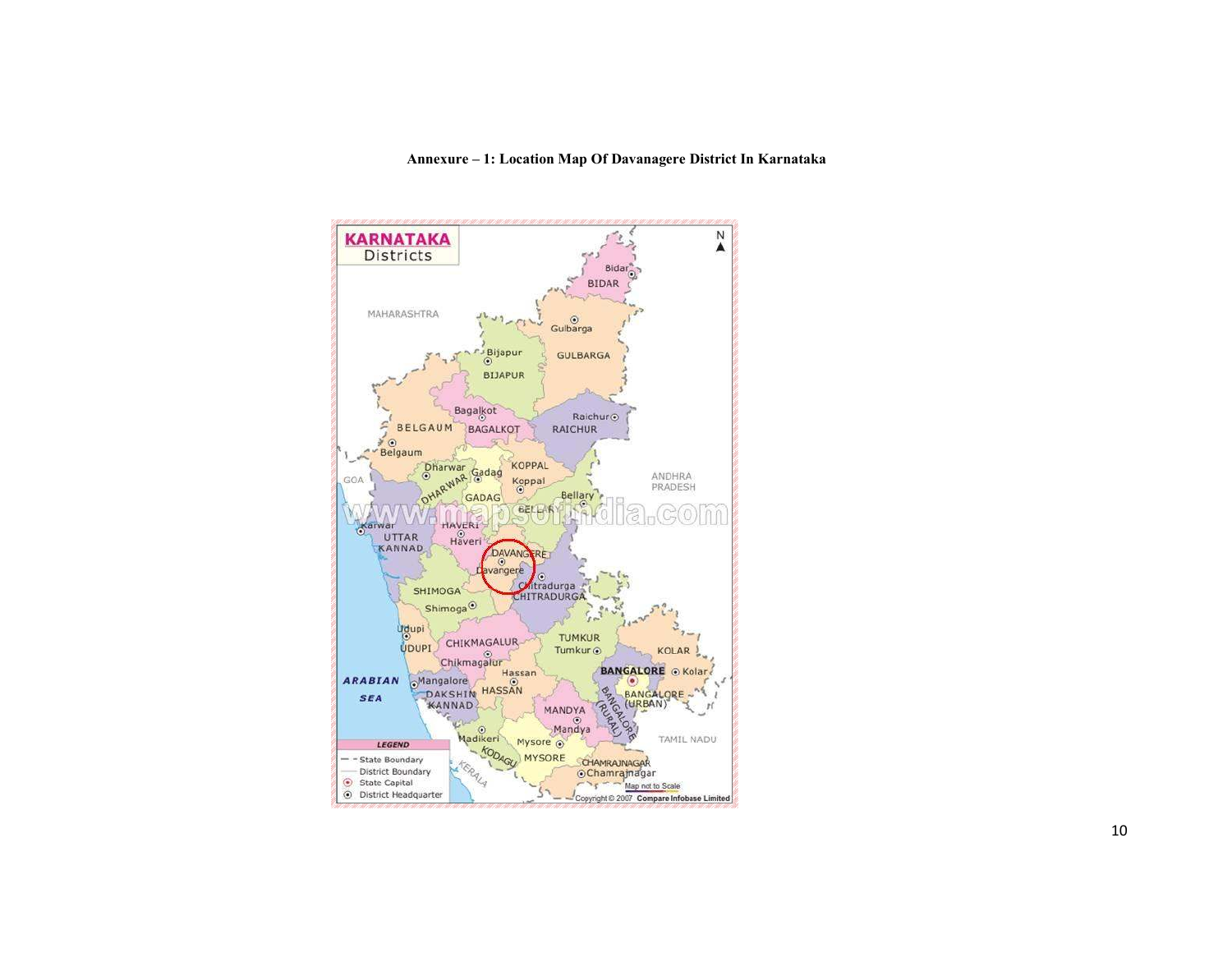**Annexure – 1: Location Map Of Davanagere District In Karnataka**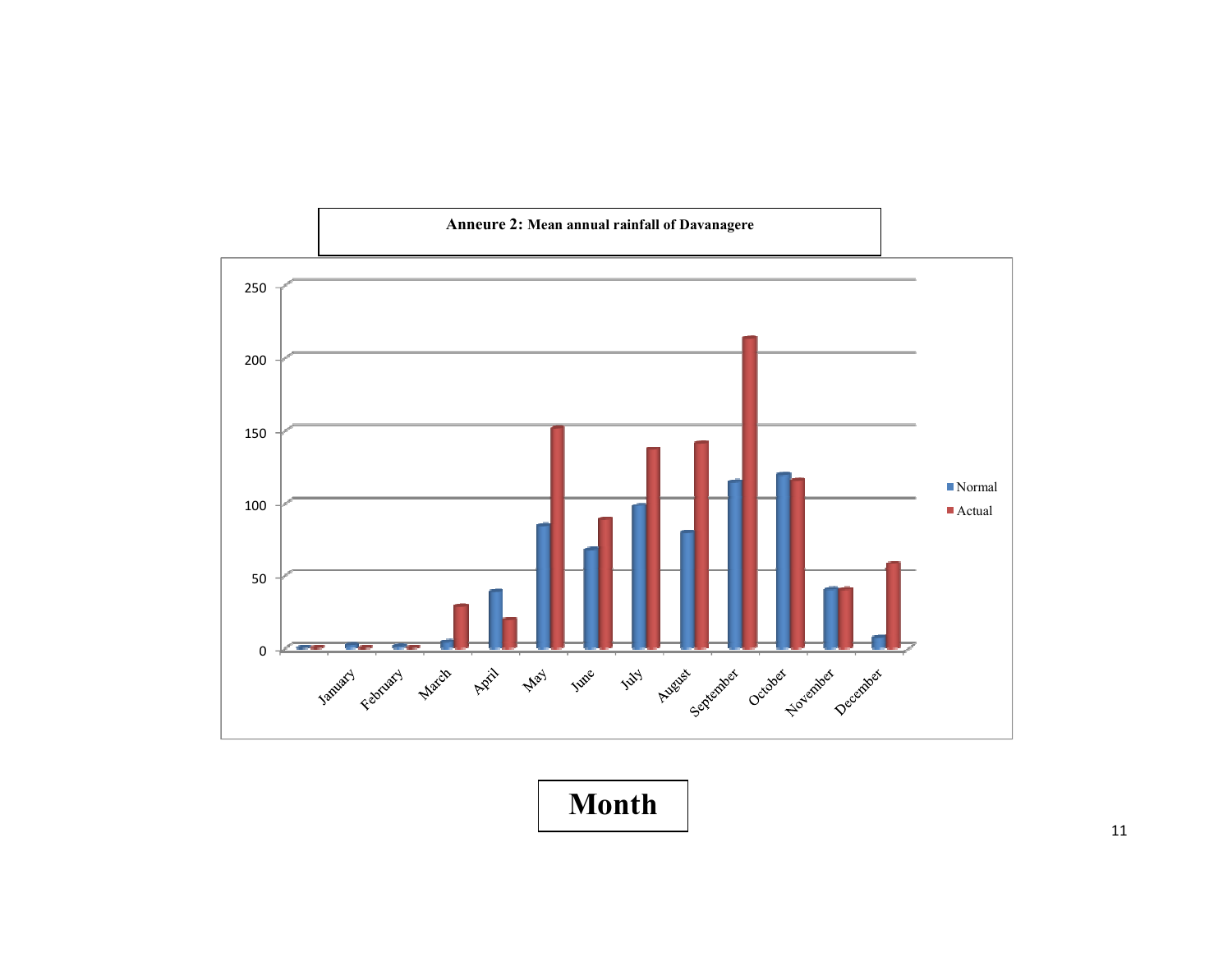**Anneure 2: Mean annual rainfall of Davanagere**

**Month**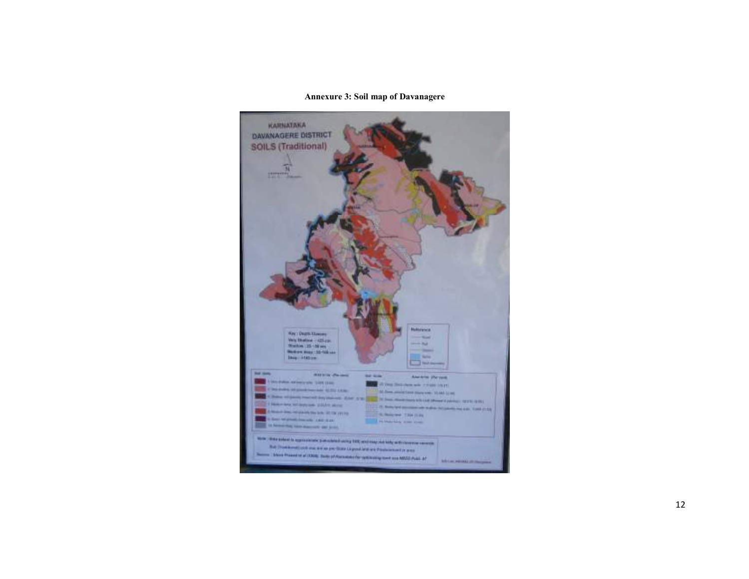**Annexure 3: Soil map of Davanagere**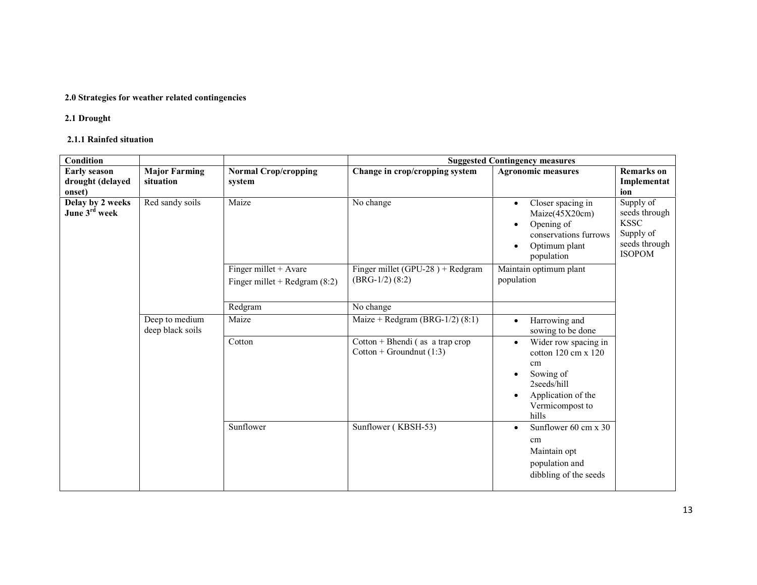**2.0 Strategies for weather related contingencies**

**2.1 Drought**

**2.1.1 Rainfed situation**

| Condition | | | Suggested Contingency measures | | |
|---|---|---|---|---|---|
| **Early season drought (delayed onset)** | **Major Farming situation** | **Normal Crop/cropping system** | **Change in crop/cropping system** | **Agronomic measures** | **Remarks on Implementation** |
| **Delay by 2 weeks June 3rd week** | Red sandy soils | Maize | No change | • Closer spacing in Maize(45X20cm)<br>• Opening of conservations furrows<br>• Optimum plant population | Supply of seeds through KSSC<br>Supply of seeds through ISOPOM |
| | | Finger millet + Avare<br>Finger millet + Redgram (8:2) | Finger millet (GPU-28 ) + Redgram (BRG-1/2) (8:2) | Maintain optimum plant population | |
| | | Redgram | No change | | |
| | Deep to medium deep black soils | Maize | Maize + Redgram (BRG-1/2) (8:1) | • Harrowing and sowing to be done | |
| | | Cotton | Cotton + Bhendi ( as a trap crop<br>Cotton + Groundnut (1:3) | • Wider row spacing in cotton 120 cm x 120 cm<br>• Sowing of 2seeds/hill<br>• Application of the Vermicompost to hills | |
| | | Sunflower | Sunflower ( KBSH-53) | • Sunflower 60 cm x 30 cm<br>Maintain opt population and dibbling of the seeds | |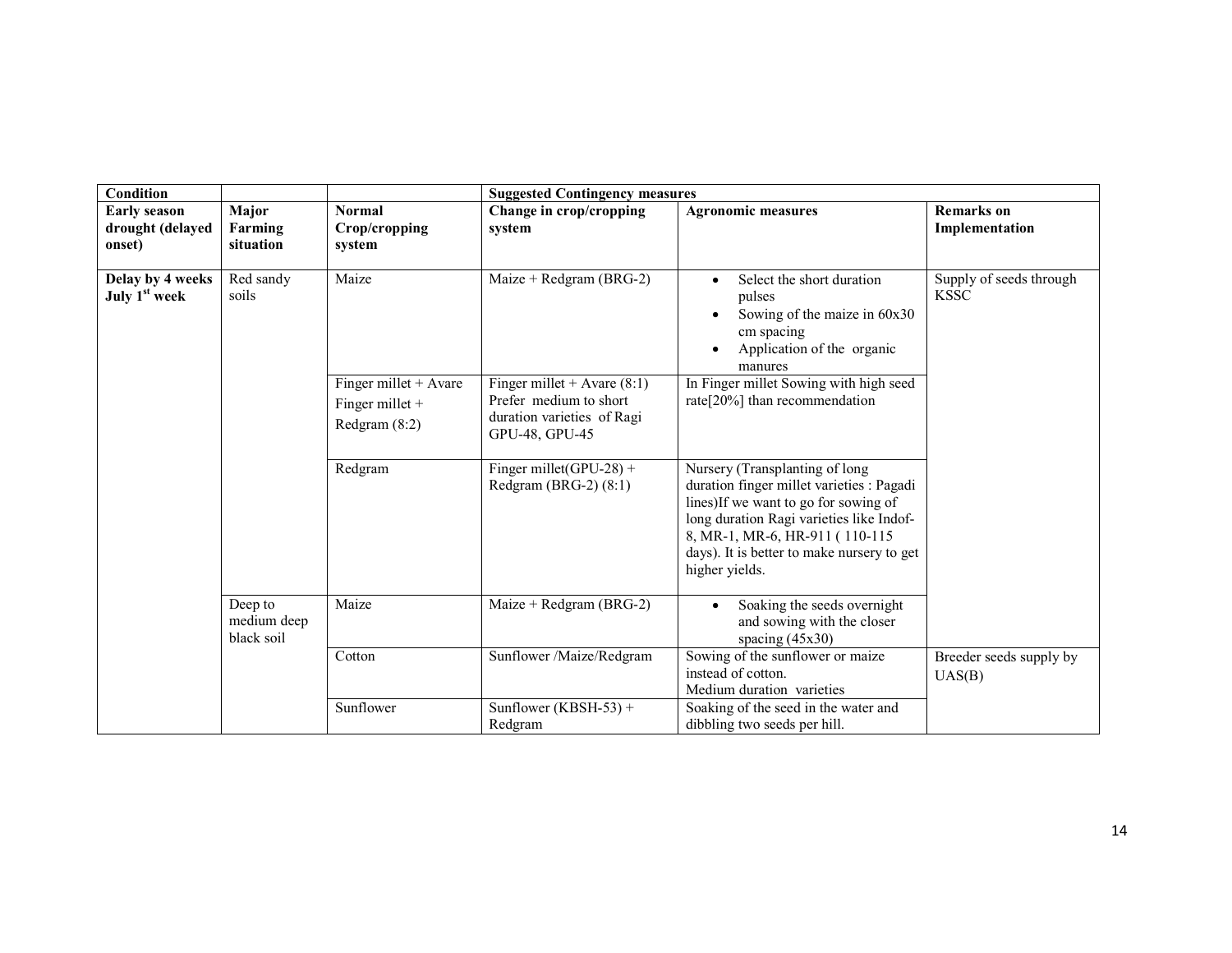| Condition | | | Suggested Contingency measures | | |
|---|---|---|---|---|---|
| **Early season drought (delayed onset)** | **Major Farming situation** | **Normal Crop/cropping system** | **Change in crop/cropping system** | **Agronomic measures** | **Remarks on Implementation** |
| **Delay by 4 weeks July 1st week** | Red sandy soils | Maize | Maize + Redgram (BRG-2) | • Select the short duration pulses<br>• Sowing of the maize in 60x30 cm spacing<br>• Application of the organic manures | Supply of seeds through KSSC |
| | | Finger millet + Avare<br>Finger millet + Redgram (8:2) | Finger millet + Avare (8:1)<br>Prefer medium to short duration varieties of Ragi GPU-48, GPU-45 | In Finger millet Sowing with high seed rate[20%] than recommendation | |
| | | Redgram | Finger millet(GPU-28) + Redgram (BRG-2) (8:1) | Nursery (Transplanting of long duration finger millet varieties : Pagadi lines)If we want to go for sowing of long duration Ragi varieties like Indof-8, MR-1, MR-6, HR-911 ( 110-115 days). It is better to make nursery to get higher yields. | |
| | Deep to medium deep black soil | Maize | Maize + Redgram (BRG-2) | • Soaking the seeds overnight and sowing with the closer spacing (45x30) | |
| | | Cotton | Sunflower /Maize/Redgram | Sowing of the sunflower or maize instead of cotton.<br>Medium duration varieties | Breeder seeds supply by UAS(B) |
| | | Sunflower | Sunflower (KBSH-53) + Redgram | Soaking of the seed in the water and dibbling two seeds per hill. | |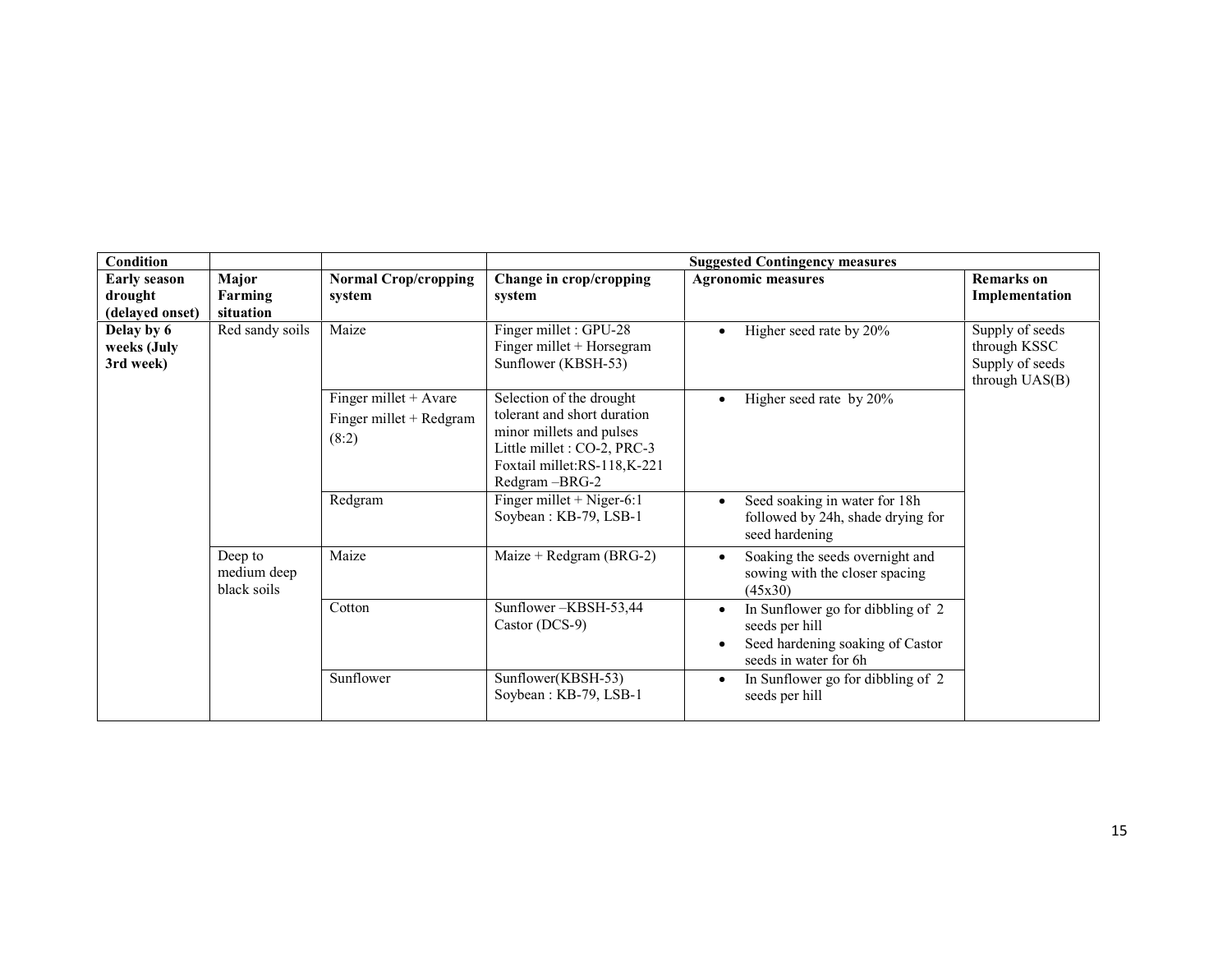| Condition | | | Suggested Contingency measures | | |
|---|---|---|---|---|---|
| **Early season drought (delayed onset)** | **Major Farming situation** | **Normal Crop/cropping system** | **Change in crop/cropping system** | **Agronomic measures** | **Remarks on Implementation** |
| **Delay by 6 weeks (July 3rd week)** | Red sandy soils | Maize | Finger millet : GPU-28<br>Finger millet + Horsegram<br>Sunflower (KBSH-53) | • Higher seed rate by 20% | Supply of seeds through KSSC<br>Supply of seeds through UAS(B) |
| | | Finger millet + Avare<br>Finger millet + Redgram (8:2) | Selection of the drought tolerant and short duration minor millets and pulses<br>Little millet : CO-2, PRC-3<br>Foxtail millet:RS-118,K-221<br>Redgram –BRG-2 | • Higher seed rate by 20% | |
| | | Redgram | Finger millet + Niger-6:1<br>Soybean : KB-79, LSB-1 | • Seed soaking in water for 18h followed by 24h, shade drying for seed hardening | |
| | Deep to medium deep black soils | Maize | Maize + Redgram (BRG-2) | • Soaking the seeds overnight and sowing with the closer spacing (45x30) | |
| | | Cotton | Sunflower –KBSH-53,44<br>Castor (DCS-9) | • In Sunflower go for dibbling of 2 seeds per hill<br>• Seed hardening soaking of Castor seeds in water for 6h | |
| | | Sunflower | Sunflower(KBSH-53)<br>Soybean : KB-79, LSB-1 | • In Sunflower go for dibbling of 2 seeds per hill | |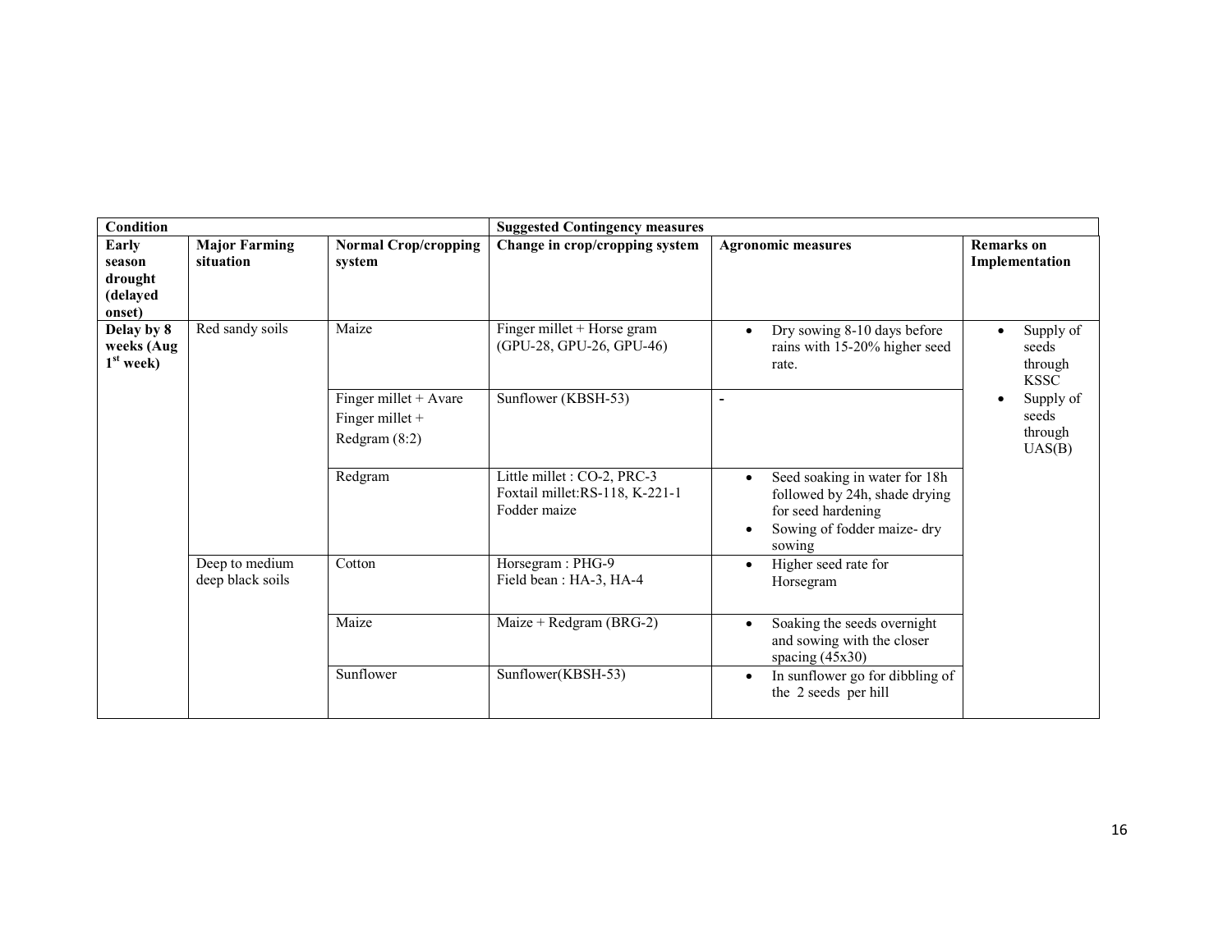| Condition | | | Suggested Contingency measures | | |
|---|---|---|---|---|---|
| Early season drought (delayed onset) | Major Farming situation | Normal Crop/cropping system | Change in crop/cropping system | Agronomic measures | Remarks on Implementation |
| Delay by 8 weeks (Aug 1st week) | Red sandy soils | Maize | Finger millet + Horse gram (GPU-28, GPU-26, GPU-46) | • Dry sowing 8-10 days before rains with 15-20% higher seed rate. | • Supply of seeds through KSSC<br>• Supply of seeds through UAS(B) |
| | | Finger millet + Avare<br>Finger millet + Redgram (8:2) | Sunflower (KBSH-53) | - | |
| | | Redgram | Little millet : CO-2, PRC-3<br>Foxtail millet:RS-118, K-221-1<br>Fodder maize | • Seed soaking in water for 18h followed by 24h, shade drying for seed hardening<br>• Sowing of fodder maize- dry sowing | |
| | Deep to medium deep black soils | Cotton | Horsegram : PHG-9<br>Field bean : HA-3, HA-4 | • Higher seed rate for Horsegram | |
| | | Maize | Maize + Redgram (BRG-2) | • Soaking the seeds overnight and sowing with the closer spacing (45x30) | |
| | | Sunflower | Sunflower(KBSH-53) | • In sunflower go for dibbling of the 2 seeds per hill | |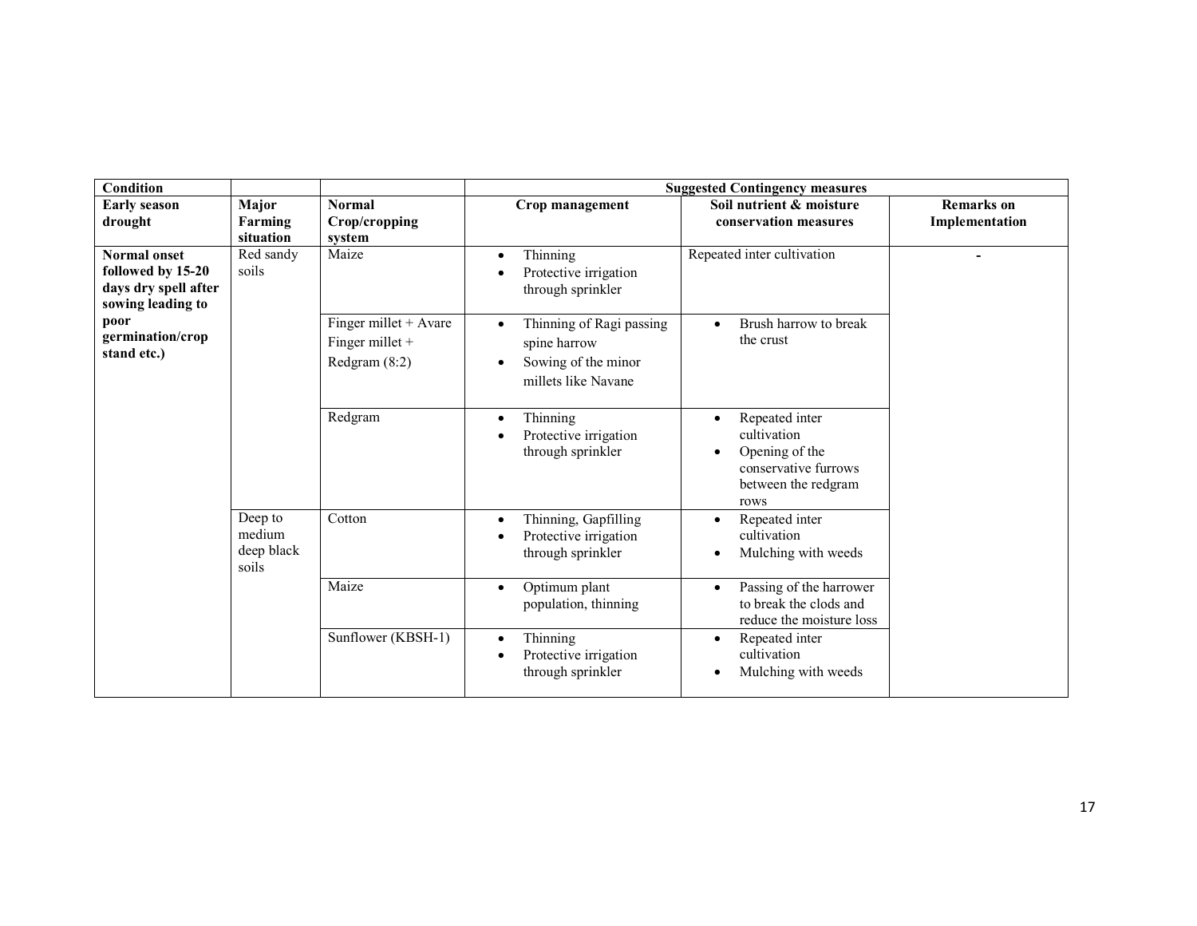| Condition | | | Suggested Contingency measures | | |
|---|---|---|---|---|---|
| **Early season drought** | **Major Farming situation** | **Normal Crop/cropping system** | **Crop management** | **Soil nutrient & moisture conservation measures** | **Remarks on Implementation** |
| **Normal onset followed by 15-20 days dry spell after sowing leading to poor germination/crop stand etc.)** | Red sandy soils | Maize | • Thinning<br>• Protective irrigation through sprinkler | Repeated inter cultivation | - |
| | | Finger millet + Avare<br>Finger millet + Redgram (8:2) | • Thinning of Ragi passing spine harrow<br>• Sowing of the minor millets like Navane | • Brush harrow to break the crust | |
| | | Redgram | • Thinning<br>• Protective irrigation through sprinkler | • Repeated inter cultivation<br>• Opening of the conservative furrows between the redgram rows | |
| | Deep to medium deep black soils | Cotton | • Thinning, Gapfilling<br>• Protective irrigation through sprinkler | • Repeated inter cultivation<br>• Mulching with weeds | |
| | | Maize | • Optimum plant population, thinning | • Passing of the harrower to break the clods and reduce the moisture loss | |
| | | Sunflower (KBSH-1) | • Thinning<br>• Protective irrigation through sprinkler | • Repeated inter cultivation<br>• Mulching with weeds | |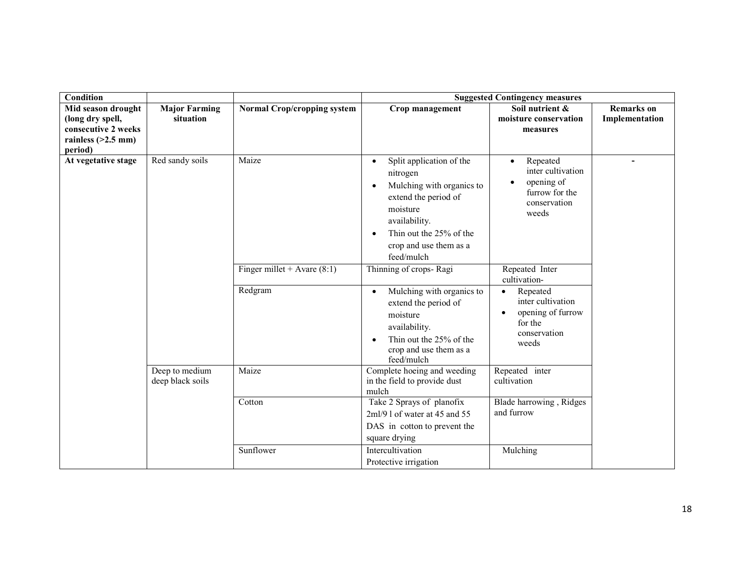| Condition | | | Suggested Contingency measures | | |
|---|---|---|---|---|---|
| **Mid season drought (long dry spell, consecutive 2 weeks rainless (>2.5 mm) period)** | **Major Farming situation** | **Normal Crop/cropping system** | **Crop management** | **Soil nutrient & moisture conservation measures** | **Remarks on Implementation** |
| **At vegetative stage** | Red sandy soils | Maize | • Split application of the nitrogen<br>• Mulching with organics to extend the period of moisture availability.<br>• Thin out the 25% of the crop and use them as a feed/mulch | • Repeated inter cultivation<br>• opening of furrow for the conservation weeds | - |
| | | Finger millet + Avare (8:1) | Thinning of crops- Ragi | Repeated Inter cultivation- | |
| | | Redgram | • Mulching with organics to extend the period of moisture availability.<br>• Thin out the 25% of the crop and use them as a feed/mulch | • Repeated inter cultivation<br>• opening of furrow for the conservation weeds | |
| | Deep to medium deep black soils | Maize | Complete hoeing and weeding in the field to provide dust mulch | Repeated inter cultivation | |
| | | Cotton | Take 2 Sprays of planofix 2ml/9 l of water at 45 and 55 DAS in cotton to prevent the square drying | Blade harrowing , Ridges and furrow | |
| | | Sunflower | Intercultivation<br>Protective irrigation | Mulching | |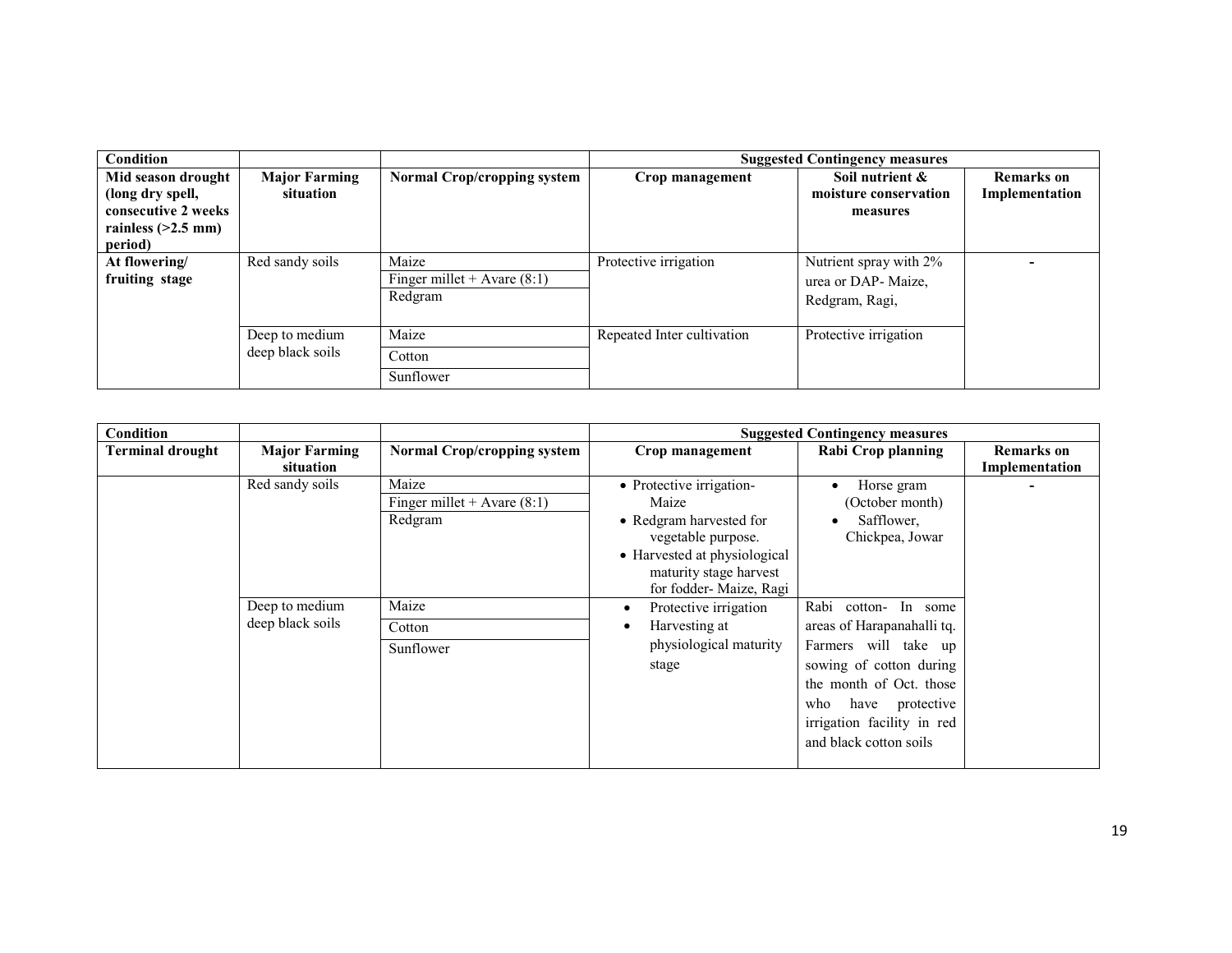| Condition | | | Suggested Contingency measures | | |
|---|---|---|---|---|---|
| **Mid season drought (long dry spell, consecutive 2 weeks rainless (>2.5 mm) period)** | **Major Farming situation** | **Normal Crop/cropping system** | **Crop management** | **Soil nutrient & moisture conservation measures** | **Remarks on Implementation** |
| **At flowering/ fruiting stage** | Red sandy soils | Maize<br>Finger millet + Avare (8:1)<br>Redgram | Protective irrigation | Nutrient spray with 2% urea or DAP- Maize, Redgram, Ragi, | - |
| | Deep to medium deep black soils | Maize<br>Cotton<br>Sunflower | Repeated Inter cultivation | Protective irrigation | |

| Condition | | | Suggested Contingency measures | | |
|---|---|---|---|---|---|
| **Terminal drought** | **Major Farming situation** | **Normal Crop/cropping system** | **Crop management** | **Rabi Crop planning** | **Remarks on Implementation** |
| | Red sandy soils | Maize<br>Finger millet + Avare (8:1)<br>Redgram | • Protective irrigation- Maize<br>• Redgram harvested for vegetable purpose.<br>• Harvested at physiological maturity stage harvest for fodder- Maize, Ragi | • Horse gram (October month)<br>• Safflower, Chickpea, Jowar | - |
| | Deep to medium deep black soils | Maize<br>Cotton<br>Sunflower | • Protective irrigation<br>• Harvesting at physiological maturity stage | Rabi cotton- In some areas of Harapanahalli tq. Farmers will take up sowing of cotton during the month of Oct. those who have protective irrigation facility in red and black cotton soils | |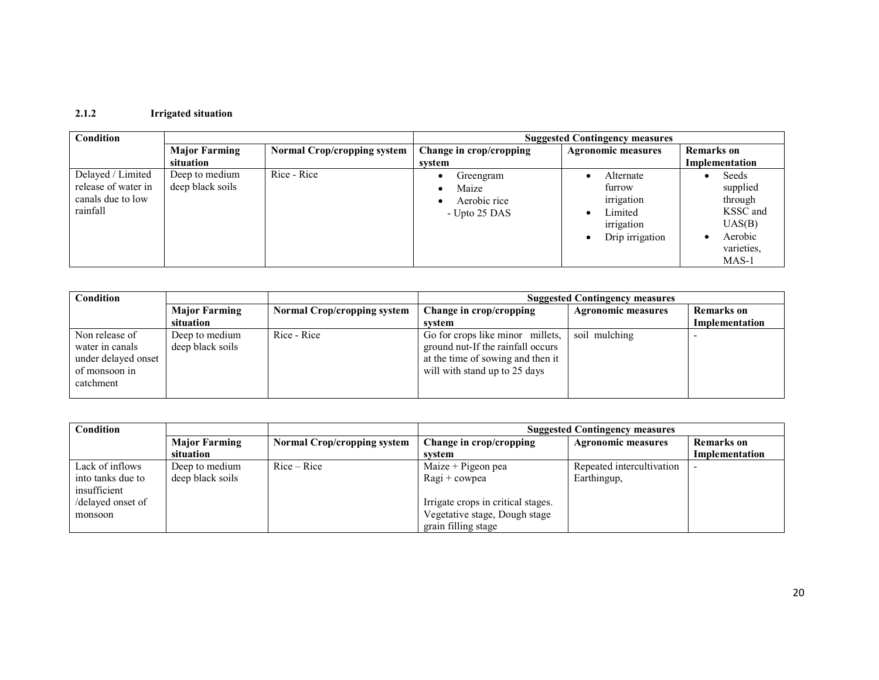### 2.1.2 Irrigated situation

| Condition | | | Suggested Contingency measures | | |
|---|---|---|---|---|---|
| | Major Farming situation | Normal Crop/cropping system | Change in crop/cropping system | Agronomic measures | Remarks on Implementation |
| Delayed / Limited release of water in canals due to low rainfall | Deep to medium deep black soils | Rice - Rice | • Greengram<br>• Maize<br>• Aerobic rice<br>- Upto 25 DAS | • Alternate furrow irrigation<br>• Limited irrigation<br>• Drip irrigation | • Seeds supplied through KSSC and UAS(B)<br>• Aerobic varieties, MAS-1 |

| Condition | | | Suggested Contingency measures | | |
|---|---|---|---|---|---|
| | Major Farming situation | Normal Crop/cropping system | Change in crop/cropping system | Agronomic measures | Remarks on Implementation |
| Non release of water in canals under delayed onset of monsoon in catchment | Deep to medium deep black soils | Rice - Rice | Go for crops like minor millets, ground nut-If the rainfall occurs at the time of sowing and then it will with stand up to 25 days | soil mulching | - |

| Condition | | | Suggested Contingency measures | | |
|---|---|---|---|---|---|
| | Major Farming situation | Normal Crop/cropping system | Change in crop/cropping system | Agronomic measures | Remarks on Implementation |
| Lack of inflows into tanks due to insufficient /delayed onset of monsoon | Deep to medium deep black soils | Rice – Rice | Maize + Pigeon pea<br>Ragi + cowpea<br><br>Irrigate crops in critical stages. Vegetative stage, Dough stage grain filling stage | Repeated intercultivation Earthingup, | - |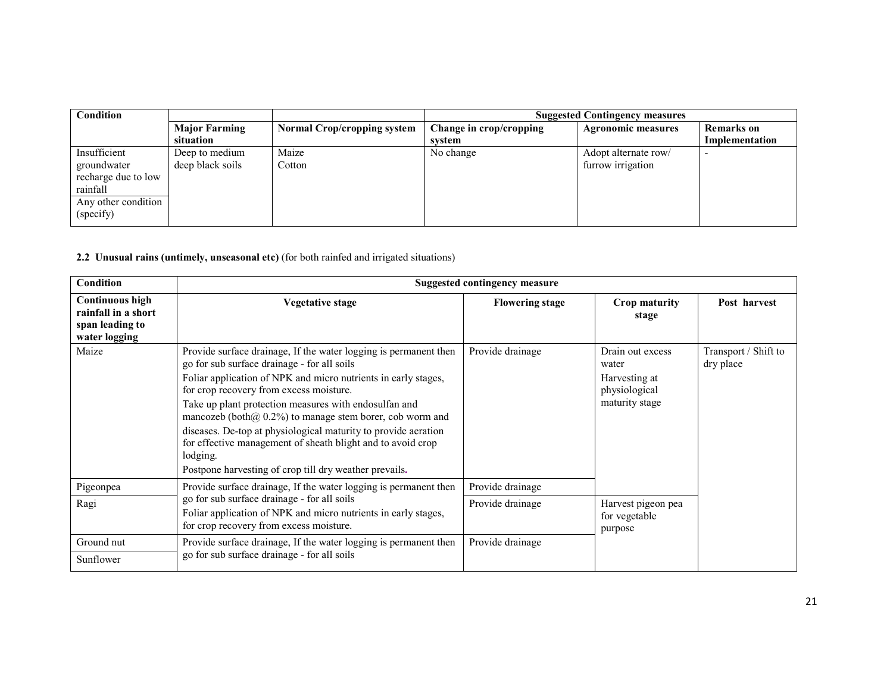| Condition | | | Suggested Contingency measures | | |
|---|---|---|---|---|---|
| | **Major Farming situation** | **Normal Crop/cropping system** | **Change in crop/cropping system** | **Agronomic measures** | **Remarks on Implementation** |
| Insufficient groundwater recharge due to low rainfall | Deep to medium deep black soils | Maize<br>Cotton | No change | Adopt alternate row/ furrow irrigation | - |
| Any other condition (specify) | | | | | |

**2.2 Unusual rains (untimely, unseasonal etc)** (for both rainfed and irrigated situations)

| Condition | Suggested contingency measure | | | |
|---|---|---|---|---|
| **Continuous high rainfall in a short span leading to water logging** | **Vegetative stage** | **Flowering stage** | **Crop maturity stage** | **Post harvest** |
| Maize | Provide surface drainage, If the water logging is permanent then go for sub surface drainage - for all soils<br>Foliar application of NPK and micro nutrients in early stages, for crop recovery from excess moisture.<br>Take up plant protection measures with endosulfan and mancozeb (both@ 0.2%) to manage stem borer, cob worm and diseases. De-top at physiological maturity to provide aeration for effective management of sheath blight and to avoid crop lodging.<br>Postpone harvesting of crop till dry weather prevails. | Provide drainage | Drain out excess water<br>Harvesting at physiological maturity stage | Transport / Shift to dry place |
| Pigeonpea | Provide surface drainage, If the water logging is permanent then go for sub surface drainage - for all soils<br>Foliar application of NPK and micro nutrients in early stages, for crop recovery from excess moisture. | Provide drainage | | |
| Ragi | | Provide drainage | Harvest pigeon pea for vegetable purpose | |
| Ground nut | Provide surface drainage, If the water logging is permanent then go for sub surface drainage - for all soils | Provide drainage | | |
| Sunflower | | | | |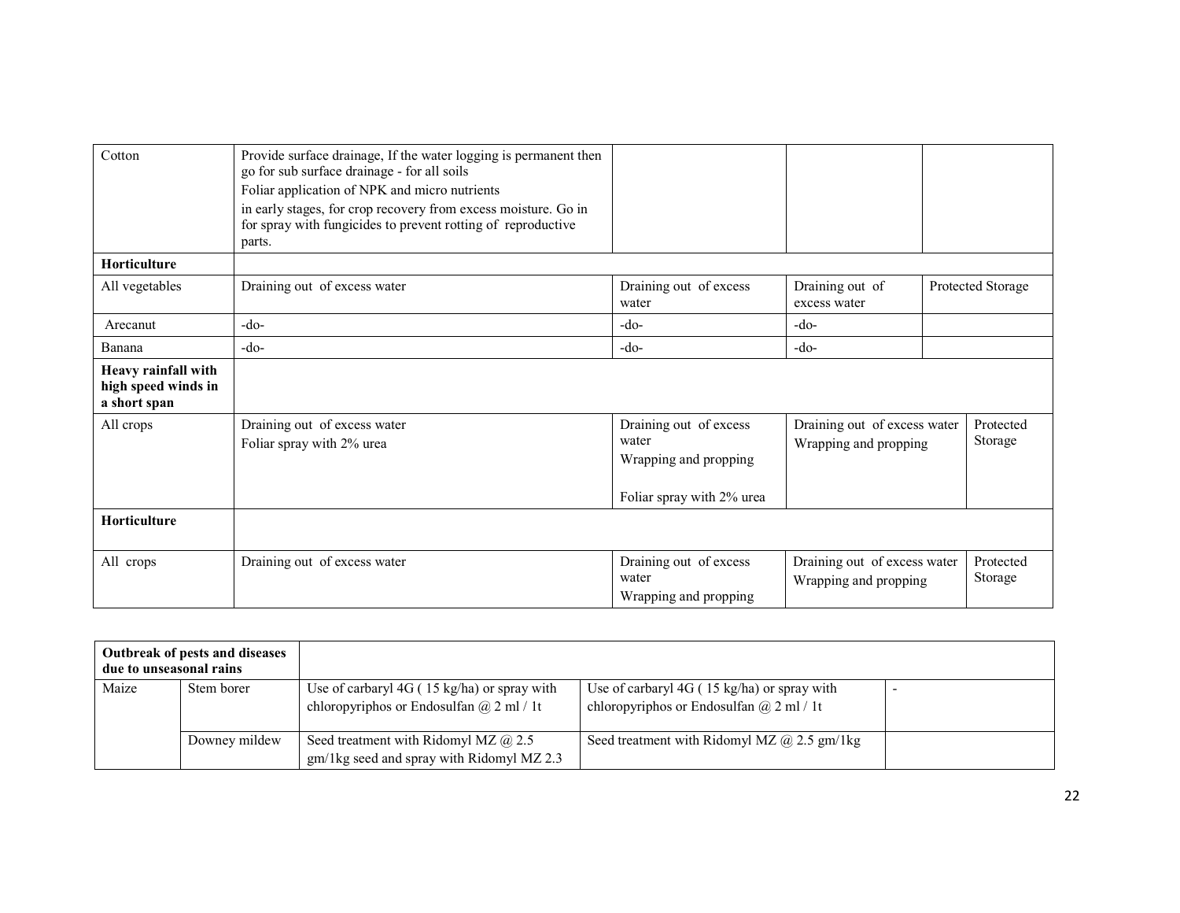| | | | | |
|---|---|---|---|---|
| Cotton | Provide surface drainage, If the water logging is permanent then go for sub surface drainage - for all soils<br>Foliar application of NPK and micro nutrients<br>in early stages, for crop recovery from excess moisture. Go in for spray with fungicides to prevent rotting of reproductive parts. | | | |
| **Horticulture** | | | | |
| All vegetables | Draining out of excess water | Draining out of excess water | Draining out of excess water | Protected Storage |
| Arecanut | -do- | -do- | -do- | |
| Banana | -do- | -do- | -do- | |
| **Heavy rainfall with high speed winds in a short span** | | | | |
| All crops | Draining out of excess water<br>Foliar spray with 2% urea | Draining out of excess water<br>Wrapping and propping<br><br>Foliar spray with 2% urea | Draining out of excess water<br>Wrapping and propping | Protected Storage |
| **Horticulture** | | | | |
| All crops | Draining out of excess water | Draining out of excess water<br>Wrapping and propping | Draining out of excess water<br>Wrapping and propping | Protected Storage |

| **Outbreak of pests and diseases due to unseasonal rains** | | | | |
|---|---|---|---|---|
| Maize | Stem borer | Use of carbaryl 4G ( 15 kg/ha) or spray with chloropyriphos or Endosulfan @ 2 ml / 1t | Use of carbaryl 4G ( 15 kg/ha) or spray with chloropyriphos or Endosulfan @ 2 ml / 1t | - |
| | Downey mildew | Seed treatment with Ridomyl MZ @ 2.5 gm/1kg seed and spray with Ridomyl MZ 2.3 | Seed treatment with Ridomyl MZ @ 2.5 gm/1kg | |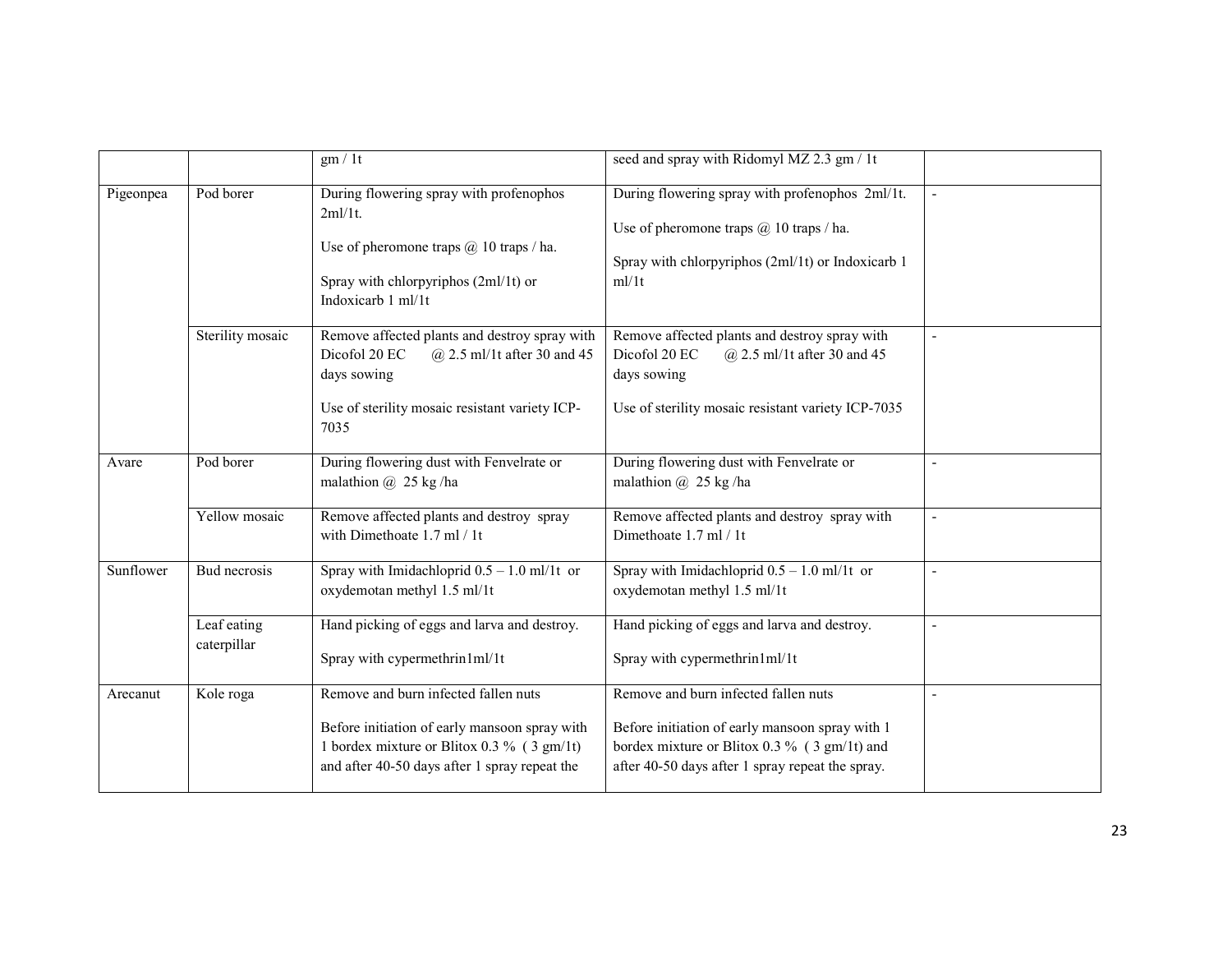| | | | | |
|---|---|---|---|---|
| | | gm / 1t | seed and spray with Ridomyl MZ 2.3 gm / 1t | |
| Pigeonpea | Pod borer | During flowering spray with profenophos 2ml/1t.<br><br>Use of pheromone traps @ 10 traps / ha.<br><br>Spray with chlorpyriphos (2ml/1t) or Indoxicarb 1 ml/1t | During flowering spray with profenophos 2ml/1t.<br><br>Use of pheromone traps @ 10 traps / ha.<br><br>Spray with chlorpyriphos (2ml/1t) or Indoxicarb 1 ml/1t | - |
| | Sterility mosaic | Remove affected plants and destroy spray with Dicofol 20 EC @ 2.5 ml/1t after 30 and 45 days sowing<br><br>Use of sterility mosaic resistant variety ICP-7035 | Remove affected plants and destroy spray with Dicofol 20 EC @ 2.5 ml/1t after 30 and 45 days sowing<br><br>Use of sterility mosaic resistant variety ICP-7035 | - |
| Avare | Pod borer | During flowering dust with Fenvelrate or malathion @ 25 kg /ha | During flowering dust with Fenvelrate or malathion @ 25 kg /ha | - |
| | Yellow mosaic | Remove affected plants and destroy spray with Dimethoate 1.7 ml / 1t | Remove affected plants and destroy spray with Dimethoate 1.7 ml / 1t | - |
| Sunflower | Bud necrosis | Spray with Imidachloprid 0.5 – 1.0 ml/1t or oxydemotan methyl 1.5 ml/1t | Spray with Imidachloprid 0.5 – 1.0 ml/1t or oxydemotan methyl 1.5 ml/1t | - |
| | Leaf eating caterpillar | Hand picking of eggs and larva and destroy.<br><br>Spray with cypermethrin1ml/1t | Hand picking of eggs and larva and destroy.<br><br>Spray with cypermethrin1ml/1t | - |
| Arecanut | Kole roga | Remove and burn infected fallen nuts<br><br>Before initiation of early mansoon spray with 1 bordex mixture or Blitox 0.3 % ( 3 gm/1t) and after 40-50 days after 1 spray repeat the | Remove and burn infected fallen nuts<br><br>Before initiation of early mansoon spray with 1 bordex mixture or Blitox 0.3 % ( 3 gm/1t) and after 40-50 days after 1 spray repeat the spray. | - |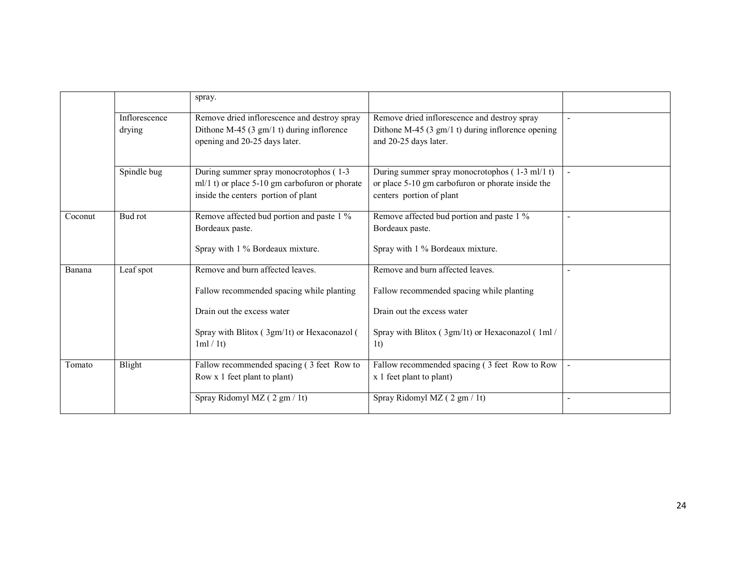| | | | | |
|---|---|---|---|---|
| | | spray. | | |
| | Inflorescence drying | Remove dried inflorescence and destroy spray Dithone M-45 (3 gm/1 t) during inflorence opening and 20-25 days later. | Remove dried inflorescence and destroy spray Dithone M-45 (3 gm/1 t) during inflorence opening and 20-25 days later. | - |
| | Spindle bug | During summer spray monocrotophos ( 1-3 ml/1 t) or place 5-10 gm carbofuron or phorate inside the centers portion of plant | During summer spray monocrotophos ( 1-3 ml/1 t) or place 5-10 gm carbofuron or phorate inside the centers portion of plant | - |
| Coconut | Bud rot | Remove affected bud portion and paste 1 % Bordeaux paste.<br><br>Spray with 1 % Bordeaux mixture. | Remove affected bud portion and paste 1 % Bordeaux paste.<br><br>Spray with 1 % Bordeaux mixture. | - |
| Banana | Leaf spot | Remove and burn affected leaves.<br><br>Fallow recommended spacing while planting<br><br>Drain out the excess water<br><br>Spray with Blitox ( 3gm/1t) or Hexaconazol ( 1ml / 1t) | Remove and burn affected leaves.<br><br>Fallow recommended spacing while planting<br><br>Drain out the excess water<br><br>Spray with Blitox ( 3gm/1t) or Hexaconazol ( 1ml / 1t) | - |
| Tomato | Blight | Fallow recommended spacing ( 3 feet Row to Row x 1 feet plant to plant) | Fallow recommended spacing ( 3 feet Row to Row x 1 feet plant to plant) | - |
| | | Spray Ridomyl MZ ( 2 gm / 1t) | Spray Ridomyl MZ ( 2 gm / 1t) | - |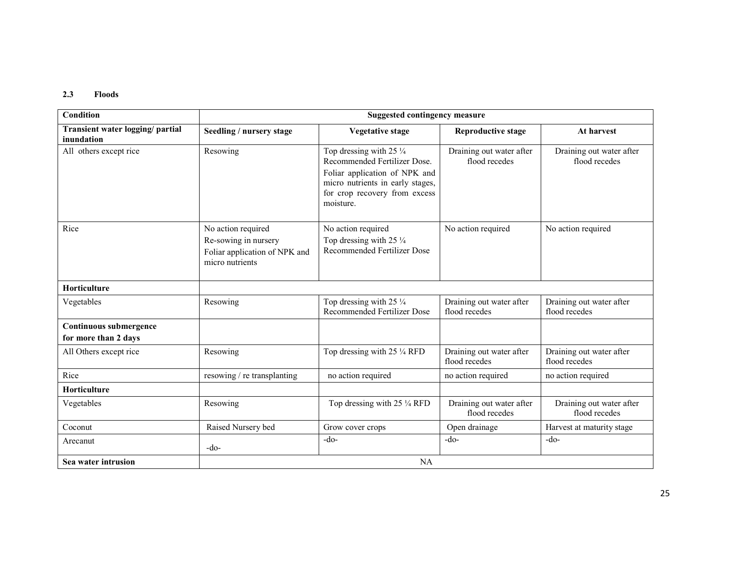### 2.3 Floods

| Condition | Suggested contingency measure | | | |
|---|---|---|---|---|
| **Transient water logging/ partial inundation** | **Seedling / nursery stage** | **Vegetative stage** | **Reproductive stage** | **At harvest** |
| All others except rice | Resowing | Top dressing with 25 ¼ Recommended Fertilizer Dose. Foliar application of NPK and micro nutrients in early stages, for crop recovery from excess moisture. | Draining out water after flood recedes | Draining out water after flood recedes |
| Rice | No action required Re-sowing in nursery Foliar application of NPK and micro nutrients | No action required Top dressing with 25 ¼ Recommended Fertilizer Dose | No action required | No action required |
| **Horticulture** | | | | |
| Vegetables | Resowing | Top dressing with 25 ¼ Recommended Fertilizer Dose | Draining out water after flood recedes | Draining out water after flood recedes |
| **Continuous submergence for more than 2 days** | | | | |
| All Others except rice | Resowing | Top dressing with 25 ¼ RFD | Draining out water after flood recedes | Draining out water after flood recedes |
| Rice | resowing / re transplanting | no action required | no action required | no action required |
| **Horticulture** | | | | |
| Vegetables | Resowing | Top dressing with 25 ¼ RFD | Draining out water after flood recedes | Draining out water after flood recedes |
| Coconut | Raised Nursery bed | Grow cover crops | Open drainage | Harvest at maturity stage |
| Arecanut | -do- | -do- | -do- | -do- |
| **Sea water intrusion** | NA | | | |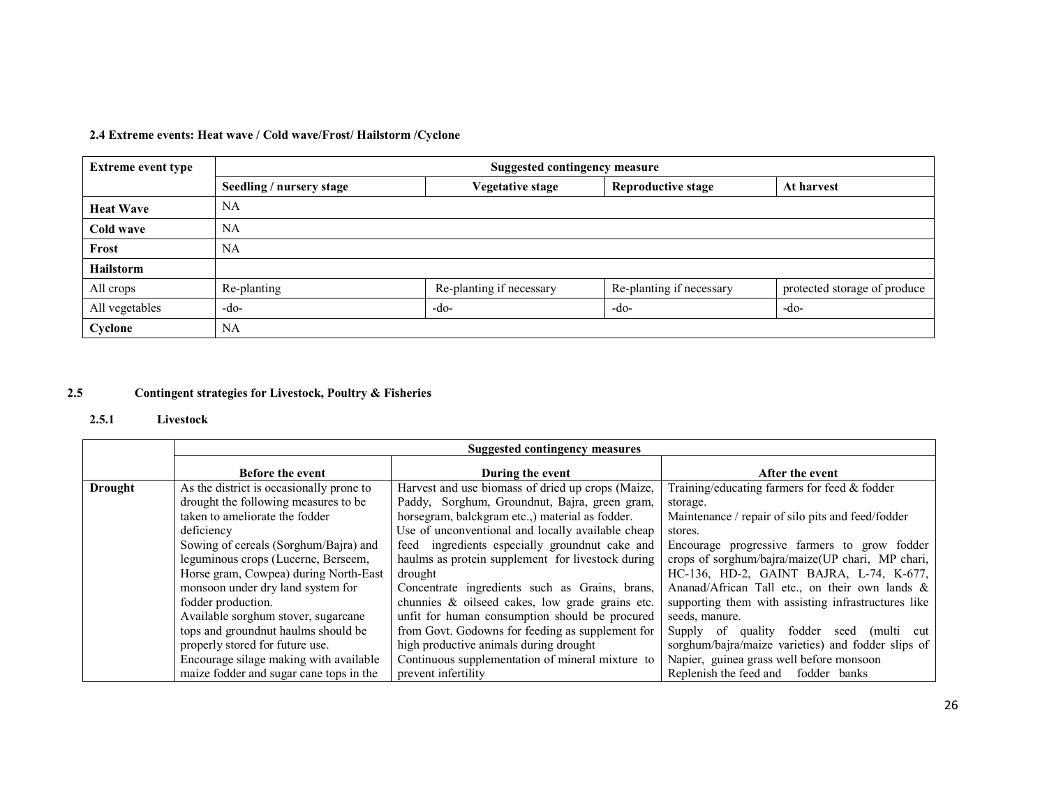**2.4 Extreme events: Heat wave / Cold wave/Frost/ Hailstorm /Cyclone**

| Extreme event type | Suggested contingency measure | | | |
|---|---|---|---|---|
| | Seedling / nursery stage | Vegetative stage | Reproductive stage | At harvest |
| **Heat Wave** | NA | | | |
| **Cold wave** | NA | | | |
| **Frost** | NA | | | |
| **Hailstorm** | | | | |
| All crops | Re-planting | Re-planting if necessary | Re-planting if necessary | protected storage of produce |
| All vegetables | -do- | -do- | -do- | -do- |
| **Cyclone** | NA | | | |

## 2.5 Contingent strategies for Livestock, Poultry & Fisheries

### 2.5.1 Livestock

| | Suggested contingency measures | | |
|---|---|---|---|
| | **Before the event** | **During the event** | **After the event** |
| **Drought** | As the district is occasionally prone to drought the following measures to be taken to ameliorate the fodder deficiency<br>Sowing of cereals (Sorghum/Bajra) and leguminous crops (Lucerne, Berseem, Horse gram, Cowpea) during North-East monsoon under dry land system for fodder production.<br>Available sorghum stover, sugarcane tops and groundnut haulms should be properly stored for future use.<br>Encourage silage making with available maize fodder and sugar cane tops in the | Harvest and use biomass of dried up crops (Maize, Paddy, Sorghum, Groundnut, Bajra, green gram, horsegram, balckgram etc.,) material as fodder.<br>Use of unconventional and locally available cheap feed ingredients especially groundnut cake and haulms as protein supplement for livestock during drought<br>Concentrate ingredients such as Grains, brans, chunnies & oilseed cakes, low grade grains etc. unfit for human consumption should be procured from Govt. Godowns for feeding as supplement for high productive animals during drought<br>Continuous supplementation of mineral mixture to prevent infertility | Training/educating farmers for feed & fodder storage.<br>Maintenance / repair of silo pits and feed/fodder stores.<br>Encourage progressive farmers to grow fodder crops of sorghum/bajra/maize(UP chari, MP chari, HC-136, HD-2, GAINT BAJRA, L-74, K-677, Ananad/African Tall etc., on their own lands & supporting them with assisting infrastructures like seeds, manure.<br>Supply of quality fodder seed (multi cut sorghum/bajra/maize varieties) and fodder slips of Napier, guinea grass well before monsoon<br>Replenish the feed and fodder banks |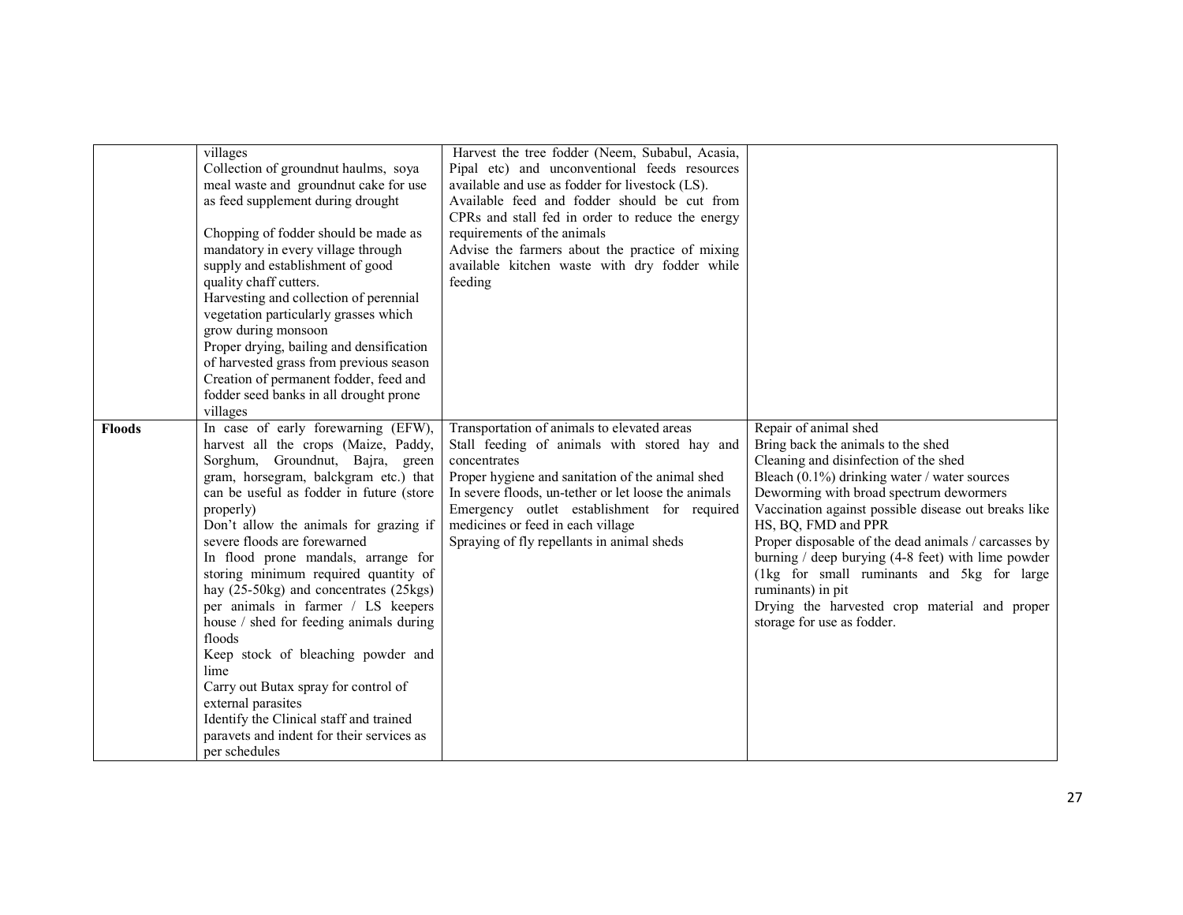| | | | |
|---|---|---|---|
| | villages<br>Collection of groundnut haulms, soya meal waste and groundnut cake for use as feed supplement during drought<br><br>Chopping of fodder should be made as mandatory in every village through supply and establishment of good quality chaff cutters.<br>Harvesting and collection of perennial vegetation particularly grasses which grow during monsoon<br>Proper drying, bailing and densification of harvested grass from previous season<br>Creation of permanent fodder, feed and fodder seed banks in all drought prone villages | Harvest the tree fodder (Neem, Subabul, Acasia, Pipal etc) and unconventional feeds resources available and use as fodder for livestock (LS).<br>Available feed and fodder should be cut from CPRs and stall fed in order to reduce the energy requirements of the animals<br>Advise the farmers about the practice of mixing available kitchen waste with dry fodder while feeding | |
| **Floods** | In case of early forewarning (EFW), harvest all the crops (Maize, Paddy, Sorghum, Groundnut, Bajra, green gram, horsegram, balckgram etc.) that can be useful as fodder in future (store properly)<br>Don't allow the animals for grazing if severe floods are forewarned<br>In flood prone mandals, arrange for storing minimum required quantity of hay (25-50kg) and concentrates (25kgs) per animals in farmer / LS keepers house / shed for feeding animals during floods<br>Keep stock of bleaching powder and lime<br>Carry out Butax spray for control of external parasites<br>Identify the Clinical staff and trained paravets and indent for their services as per schedules | Transportation of animals to elevated areas<br>Stall feeding of animals with stored hay and concentrates<br>Proper hygiene and sanitation of the animal shed<br>In severe floods, un-tether or let loose the animals<br>Emergency outlet establishment for required medicines or feed in each village<br>Spraying of fly repellants in animal sheds | Repair of animal shed<br>Bring back the animals to the shed<br>Cleaning and disinfection of the shed<br>Bleach (0.1%) drinking water / water sources<br>Deworming with broad spectrum dewormers<br>Vaccination against possible disease out breaks like HS, BQ, FMD and PPR<br>Proper disposable of the dead animals / carcasses by burning / deep burying (4-8 feet) with lime powder (1kg for small ruminants and 5kg for large ruminants) in pit<br>Drying the harvested crop material and proper storage for use as fodder. |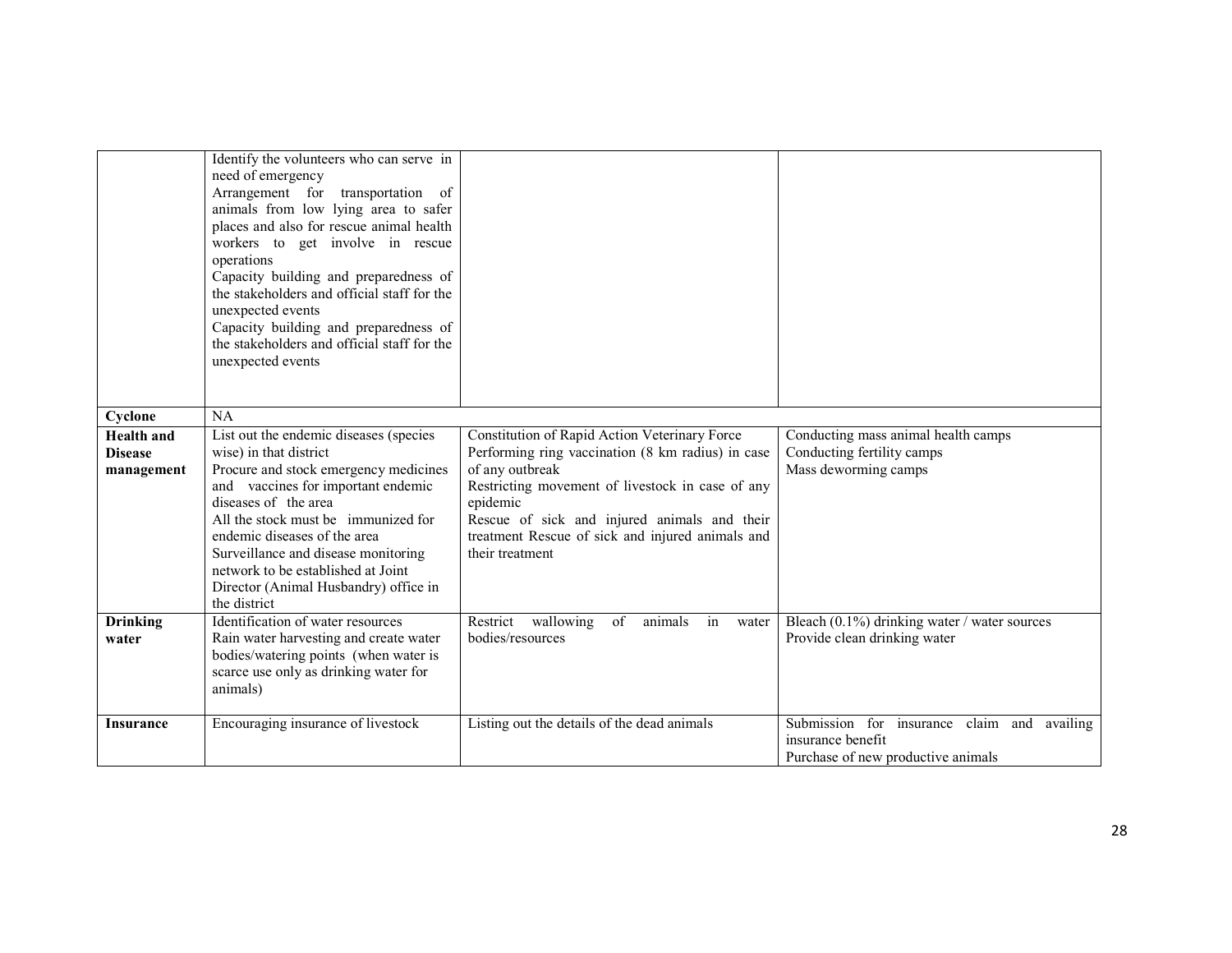| | | | |
|---|---|---|---|
| | Identify the volunteers who can serve in need of emergency<br>Arrangement for transportation of animals from low lying area to safer places and also for rescue animal health workers to get involve in rescue operations<br>Capacity building and preparedness of the stakeholders and official staff for the unexpected events<br>Capacity building and preparedness of the stakeholders and official staff for the unexpected events | | |
| **Cyclone** | NA | | |
| **Health and Disease management** | List out the endemic diseases (species wise) in that district<br>Procure and stock emergency medicines and vaccines for important endemic diseases of the area<br>All the stock must be immunized for endemic diseases of the area<br>Surveillance and disease monitoring network to be established at Joint Director (Animal Husbandry) office in the district | Constitution of Rapid Action Veterinary Force<br>Performing ring vaccination (8 km radius) in case of any outbreak<br>Restricting movement of livestock in case of any epidemic<br>Rescue of sick and injured animals and their treatment Rescue of sick and injured animals and their treatment | Conducting mass animal health camps<br>Conducting fertility camps<br>Mass deworming camps |
| **Drinking water** | Identification of water resources<br>Rain water harvesting and create water bodies/watering points (when water is scarce use only as drinking water for animals) | Restrict wallowing of animals in water bodies/resources | Bleach (0.1%) drinking water / water sources<br>Provide clean drinking water |
| **Insurance** | Encouraging insurance of livestock | Listing out the details of the dead animals | Submission for insurance claim and availing insurance benefit<br>Purchase of new productive animals |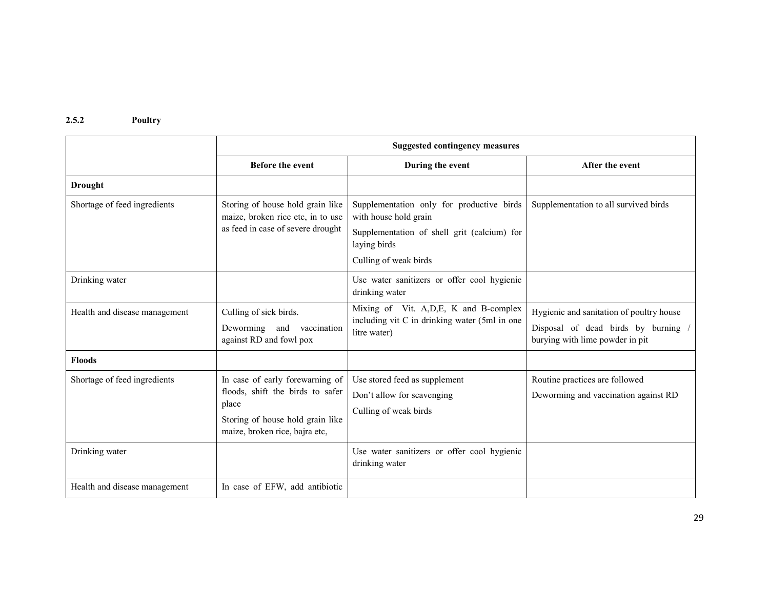### 2.5.2 Poultry

| | Suggested contingency measures | | |
|---|---|---|---|
| | **Before the event** | **During the event** | **After the event** |
| **Drought** | | | |
| Shortage of feed ingredients | Storing of house hold grain like maize, broken rice etc, in to use as feed in case of severe drought | Supplementation only for productive birds with house hold grain<br>Supplementation of shell grit (calcium) for laying birds<br>Culling of weak birds | Supplementation to all survived birds |
| Drinking water | | Use water sanitizers or offer cool hygienic drinking water | |
| Health and disease management | Culling of sick birds.<br>Deworming and vaccination against RD and fowl pox | Mixing of Vit. A,D,E, K and B-complex including vit C in drinking water (5ml in one litre water) | Hygienic and sanitation of poultry house<br>Disposal of dead birds by burning / burying with lime powder in pit |
| **Floods** | | | |
| Shortage of feed ingredients | In case of early forewarning of floods, shift the birds to safer place<br>Storing of house hold grain like maize, broken rice, bajra etc, | Use stored feed as supplement<br>Don't allow for scavenging<br>Culling of weak birds | Routine practices are followed<br>Deworming and vaccination against RD |
| Drinking water | | Use water sanitizers or offer cool hygienic drinking water | |
| Health and disease management | In case of EFW, add antibiotic | | |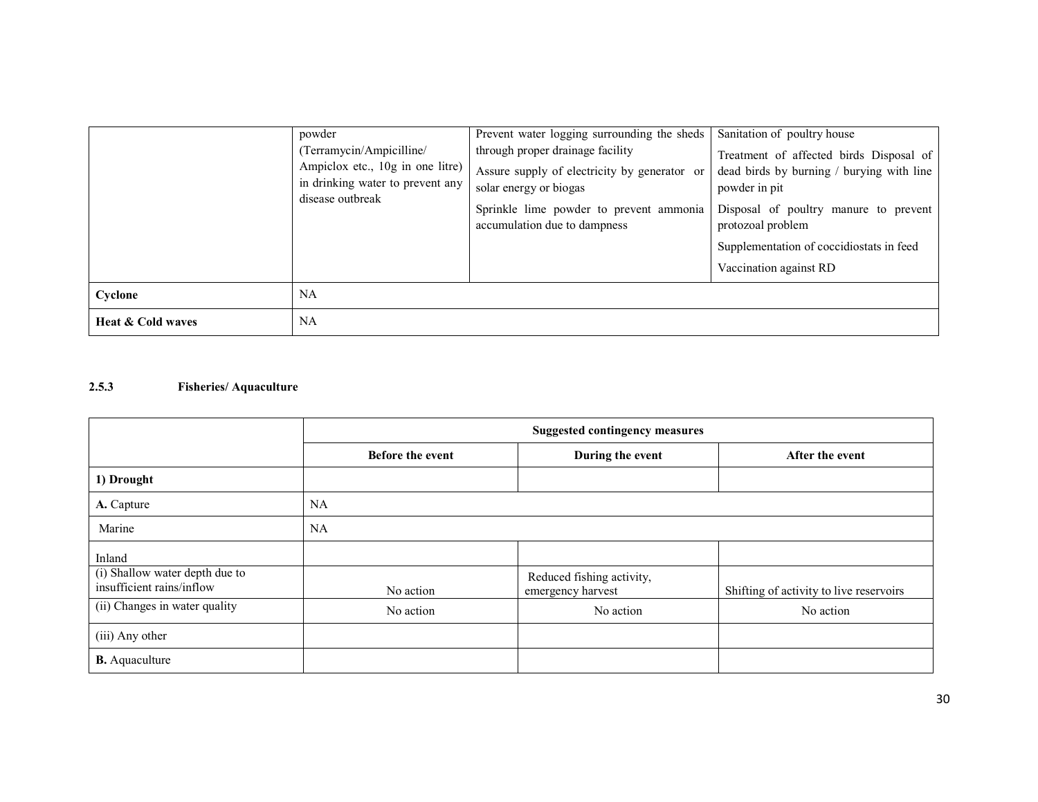| | | | |
|---|---|---|---|
| | powder (Terramycin/Ampicilline/ Ampiclox etc., 10g in one litre) in drinking water to prevent any disease outbreak | Prevent water logging surrounding the sheds through proper drainage facility<br>Assure supply of electricity by generator or solar energy or biogas<br>Sprinkle lime powder to prevent ammonia accumulation due to dampness | Sanitation of poultry house<br>Treatment of affected birds Disposal of dead birds by burning / burying with line powder in pit<br>Disposal of poultry manure to prevent protozoal problem<br>Supplementation of coccidiostats in feed<br>Vaccination against RD |
| **Cyclone** | NA | | |
| **Heat & Cold waves** | NA | | |

### 2.5.3 Fisheries/ Aquaculture

| | Suggested contingency measures | | |
|---|---|---|---|
| | **Before the event** | **During the event** | **After the event** |
| **1) Drought** | | | |
| **A.** Capture | NA | | |
| Marine | NA | | |
| Inland | | | |
| (i) Shallow water depth due to insufficient rains/inflow | No action | Reduced fishing activity, emergency harvest | Shifting of activity to live reservoirs |
| (ii) Changes in water quality | No action | No action | No action |
| (iii) Any other | | | |
| **B.** Aquaculture | | | |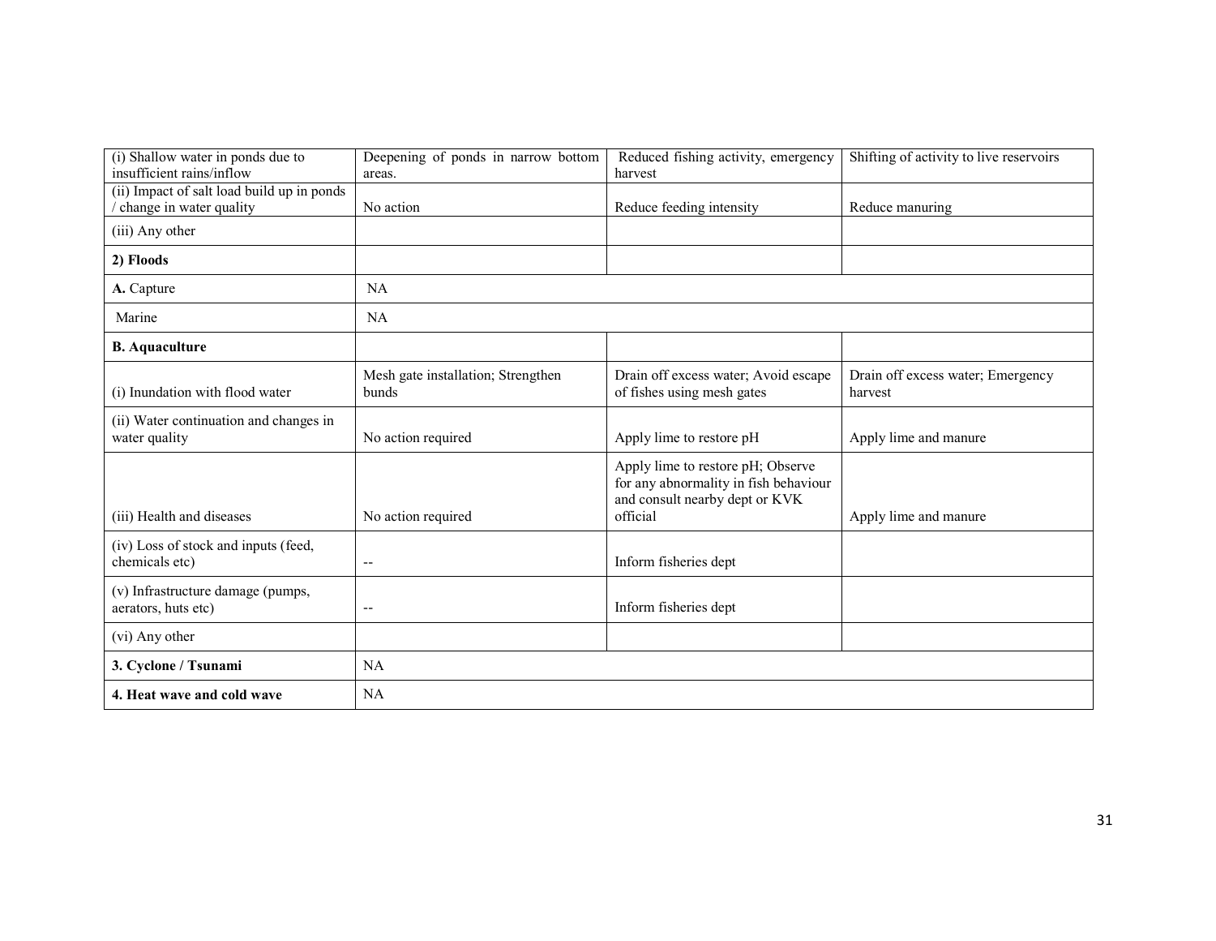| | | | |
|---|---|---|---|
| (i) Shallow water in ponds due to insufficient rains/inflow | Deepening of ponds in narrow bottom areas. | Reduced fishing activity, emergency harvest | Shifting of activity to live reservoirs |
| (ii) Impact of salt load build up in ponds / change in water quality | No action | Reduce feeding intensity | Reduce manuring |
| (iii) Any other | | | |
| **2) Floods** | | | |
| **A.** Capture | NA | | |
| Marine | NA | | |
| **B. Aquaculture** | | | |
| (i) Inundation with flood water | Mesh gate installation; Strengthen bunds | Drain off excess water; Avoid escape of fishes using mesh gates | Drain off excess water; Emergency harvest |
| (ii) Water continuation and changes in water quality | No action required | Apply lime to restore pH | Apply lime and manure |
| (iii) Health and diseases | No action required | Apply lime to restore pH; Observe for any abnormality in fish behaviour and consult nearby dept or KVK official | Apply lime and manure |
| (iv) Loss of stock and inputs (feed, chemicals etc) | -- | Inform fisheries dept | |
| (v) Infrastructure damage (pumps, aerators, huts etc) | -- | Inform fisheries dept | |
| (vi) Any other | | | |
| **3. Cyclone / Tsunami** | NA | | |
| **4. Heat wave and cold wave** | NA | | |